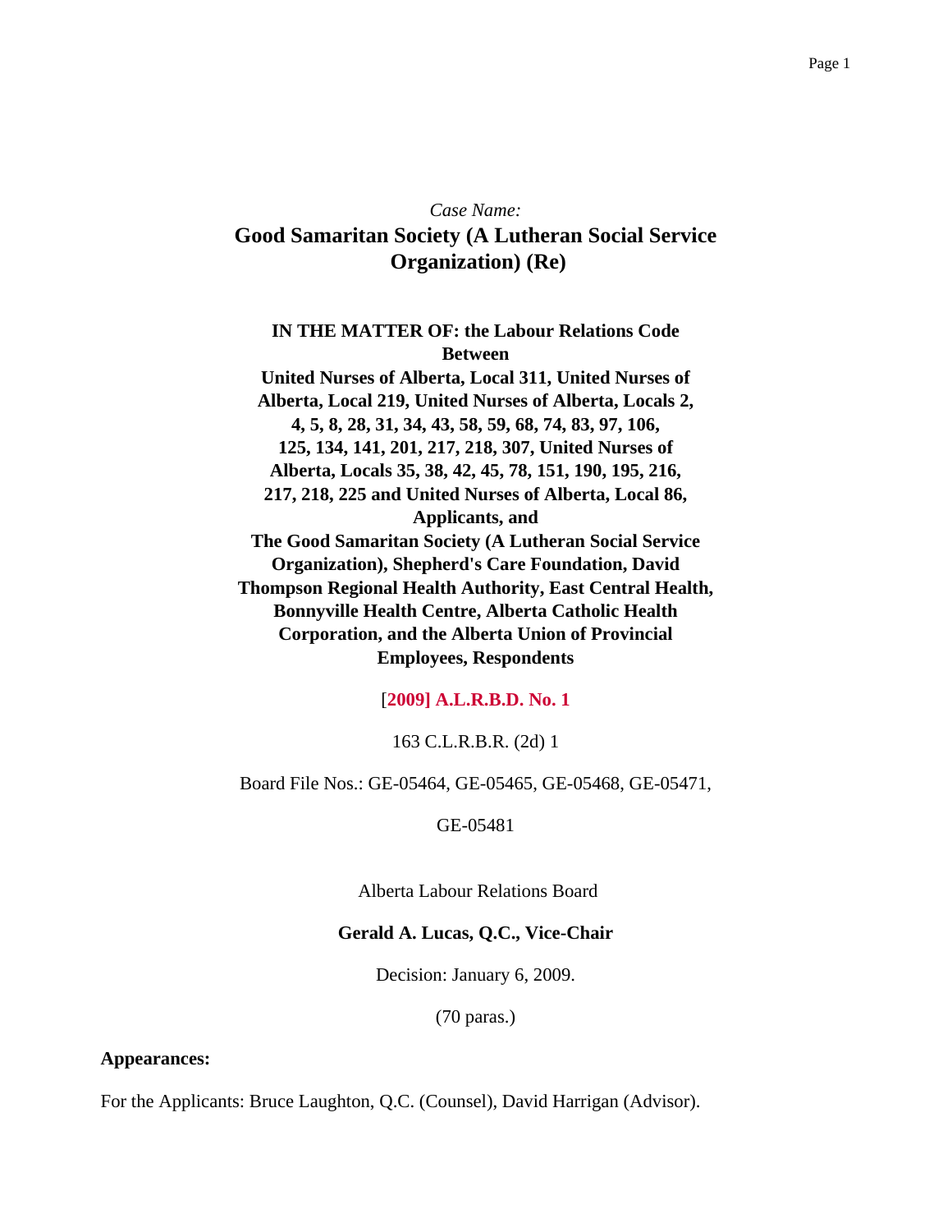*Case Name:*

# Good Samaritan Society (A Lutheran Social Service Organization) (Re)

**IN THE MATTER OF: the Labour Relations Code Between United Nurses of Alberta, Local 311, United Nurses of Alberta, Local 219, United Nurses of Alberta, Locals 2, 4, 5, 8, 28, 31, 34, 43, 58, 59, 68, 74, 83, 97, 106, 125, 134, 141, 201, 217, 218, 307, United Nurses of Alberta, Locals 35, 38, 42, 45, 78, 151, 190, 195, 216, 217, 218, 225 and United Nurses of Alberta, Local 86, Applicants, and The Good Samaritan Society (A Lutheran Social Service Organization), Shepherd's Care Foundation, David Thompson Regional Health Authority, East Central Health, Bonnyville Health Centre, Alberta Catholic Health Corporation, and the Alberta Union of Provincial Employees, Respondents**

[2009] A.L.R.B.D. No. 1

163 C.L.R.B.R. (2d) 1

Board File Nos.: GE-05464, GE-05465, GE-05468, GE-05471,

GE-05481

Alberta Labour Relations Board

**Gerald A. Lucas, Q.C., Vice-Chair**

Decision: January 6, 2009.

(70 paras.)

**Appearances:**

For the Applicants: Bruce Laughton, Q.C. (Counsel), David Harrigan (Advisor).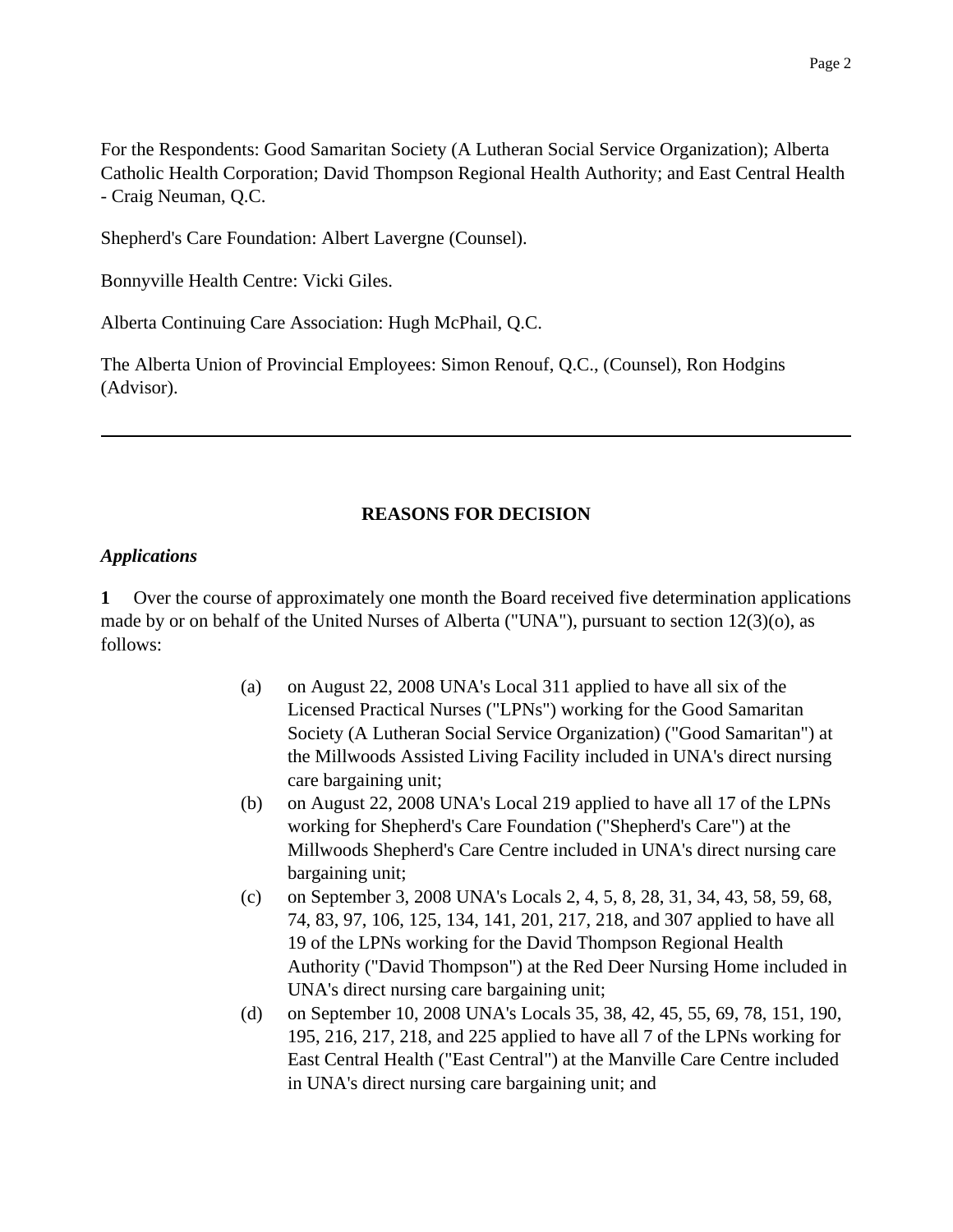For the Respondents: Good Samaritan Society (A Lutheran Social Service Organization); Alberta Catholic Health Corporation; David Thompson Regional Health Authority; and East Central Health - Craig Neuman, Q.C.

Shepherd's Care Foundation: Albert Lavergne (Counsel).

Bonnyville Health Centre: Vicki Giles.

Alberta Continuing Care Association: Hugh McPhail, Q.C.

The Alberta Union of Provincial Employees: Simon Renouf, Q.C., (Counsel), Ron Hodgins (Advisor).

---

## REASONS FOR DECISION

### *Applications*

**1** Over the course of approximately one month the Board received five determination applications made by or on behalf of the United Nurses of Alberta ("UNA"), pursuant to section 12(3)(o), as follows:

(a) on August 22, 2008 UNA's Local 311 applied to have all six of the Licensed Practical Nurses ("LPNs") working for the Good Samaritan Society (A Lutheran Social Service Organization) ("Good Samaritan") at the Millwoods Assisted Living Facility included in UNA's direct nursing care bargaining unit;

(b) on August 22, 2008 UNA's Local 219 applied to have all 17 of the LPNs working for Shepherd's Care Foundation ("Shepherd's Care") at the Millwoods Shepherd's Care Centre included in UNA's direct nursing care bargaining unit;

(c) on September 3, 2008 UNA's Locals 2, 4, 5, 8, 28, 31, 34, 43, 58, 59, 68, 74, 83, 97, 106, 125, 134, 141, 201, 217, 218, and 307 applied to have all 19 of the LPNs working for the David Thompson Regional Health Authority ("David Thompson") at the Red Deer Nursing Home included in UNA's direct nursing care bargaining unit;

(d) on September 10, 2008 UNA's Locals 35, 38, 42, 45, 55, 69, 78, 151, 190, 195, 216, 217, 218, and 225 applied to have all 7 of the LPNs working for East Central Health ("East Central") at the Manville Care Centre included in UNA's direct nursing care bargaining unit; and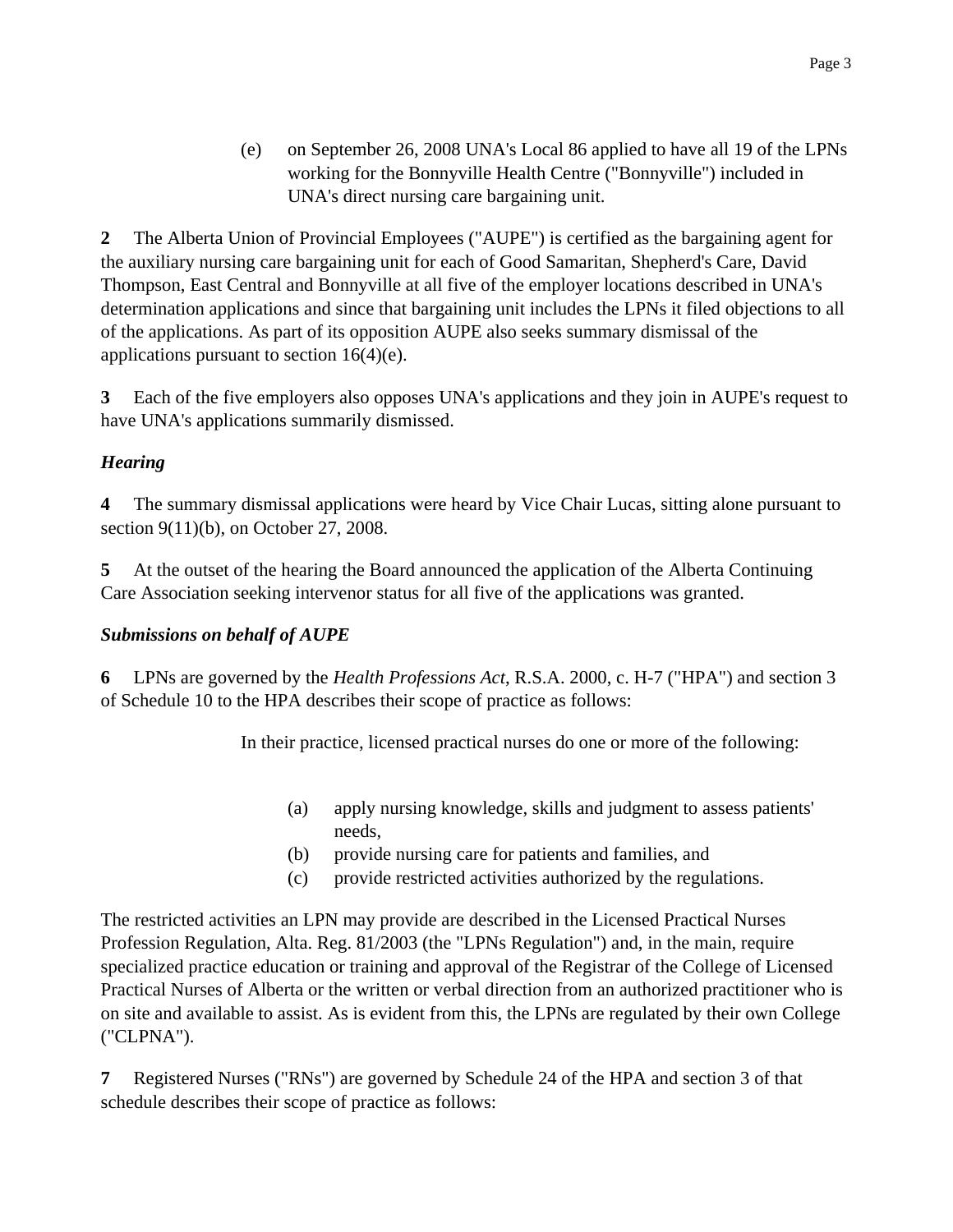(e) on September 26, 2008 UNA's Local 86 applied to have all 19 of the LPNs working for the Bonnyville Health Centre ("Bonnyville") included in UNA's direct nursing care bargaining unit.

**2** The Alberta Union of Provincial Employees ("AUPE") is certified as the bargaining agent for the auxiliary nursing care bargaining unit for each of Good Samaritan, Shepherd's Care, David Thompson, East Central and Bonnyville at all five of the employer locations described in UNA's determination applications and since that bargaining unit includes the LPNs it filed objections to all of the applications. As part of its opposition AUPE also seeks summary dismissal of the applications pursuant to section 16(4)(e).

**3** Each of the five employers also opposes UNA's applications and they join in AUPE's request to have UNA's applications summarily dismissed.

***Hearing***

**4** The summary dismissal applications were heard by Vice Chair Lucas, sitting alone pursuant to section 9(11)(b), on October 27, 2008.

**5** At the outset of the hearing the Board announced the application of the Alberta Continuing Care Association seeking intervenor status for all five of the applications was granted.

***Submissions on behalf of AUPE***

**6** LPNs are governed by the *Health Professions Act*, R.S.A. 2000, c. H-7 ("HPA") and section 3 of Schedule 10 to the HPA describes their scope of practice as follows:

> In their practice, licensed practical nurses do one or more of the following:
>
> (a) apply nursing knowledge, skills and judgment to assess patients' needs,
> (b) provide nursing care for patients and families, and
> (c) provide restricted activities authorized by the regulations.

The restricted activities an LPN may provide are described in the Licensed Practical Nurses Profession Regulation, Alta. Reg. 81/2003 (the "LPNs Regulation") and, in the main, require specialized practice education or training and approval of the Registrar of the College of Licensed Practical Nurses of Alberta or the written or verbal direction from an authorized practitioner who is on site and available to assist. As is evident from this, the LPNs are regulated by their own College ("CLPNA").

**7** Registered Nurses ("RNs") are governed by Schedule 24 of the HPA and section 3 of that schedule describes their scope of practice as follows: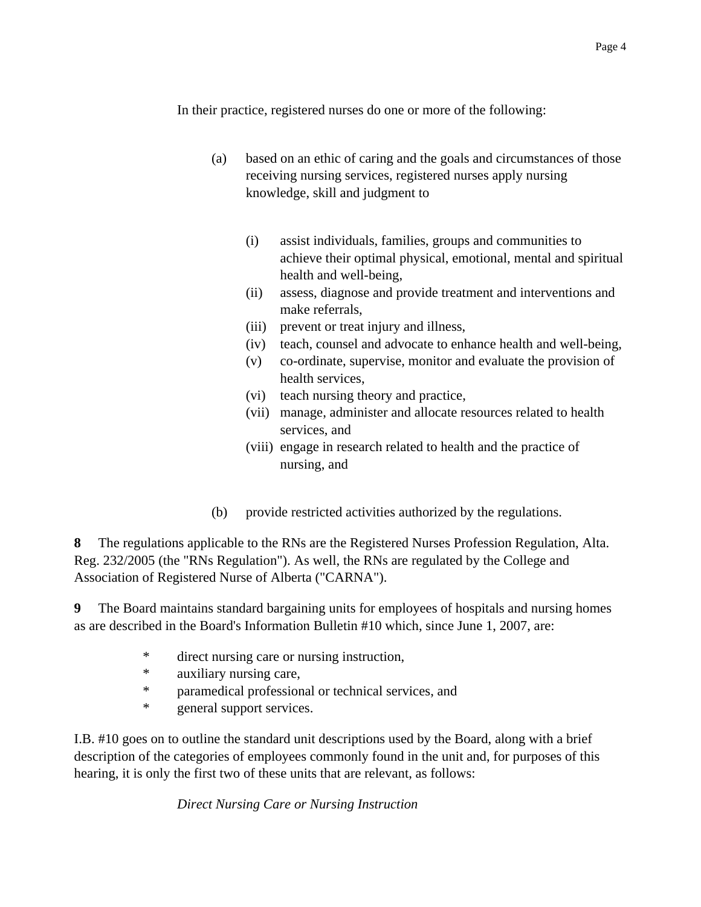In their practice, registered nurses do one or more of the following:

> (a) based on an ethic of caring and the goals and circumstances of those receiving nursing services, registered nurses apply nursing knowledge, skill and judgment to
>
> > (i) assist individuals, families, groups and communities to achieve their optimal physical, emotional, mental and spiritual health and well-being,
> > (ii) assess, diagnose and provide treatment and interventions and make referrals,
> > (iii) prevent or treat injury and illness,
> > (iv) teach, counsel and advocate to enhance health and well-being,
> > (v) co-ordinate, supervise, monitor and evaluate the provision of health services,
> > (vi) teach nursing theory and practice,
> > (vii) manage, administer and allocate resources related to health services, and
> > (viii) engage in research related to health and the practice of nursing, and
>
> (b) provide restricted activities authorized by the regulations.

**8** The regulations applicable to the RNs are the Registered Nurses Profession Regulation, Alta. Reg. 232/2005 (the "RNs Regulation"). As well, the RNs are regulated by the College and Association of Registered Nurse of Alberta ("CARNA").

**9** The Board maintains standard bargaining units for employees of hospitals and nursing homes as are described in the Board's Information Bulletin #10 which, since June 1, 2007, are:

- direct nursing care or nursing instruction,
- auxiliary nursing care,
- paramedical professional or technical services, and
- general support services.

I.B. #10 goes on to outline the standard unit descriptions used by the Board, along with a brief description of the categories of employees commonly found in the unit and, for purposes of this hearing, it is only the first two of these units that are relevant, as follows:

> *Direct Nursing Care or Nursing Instruction*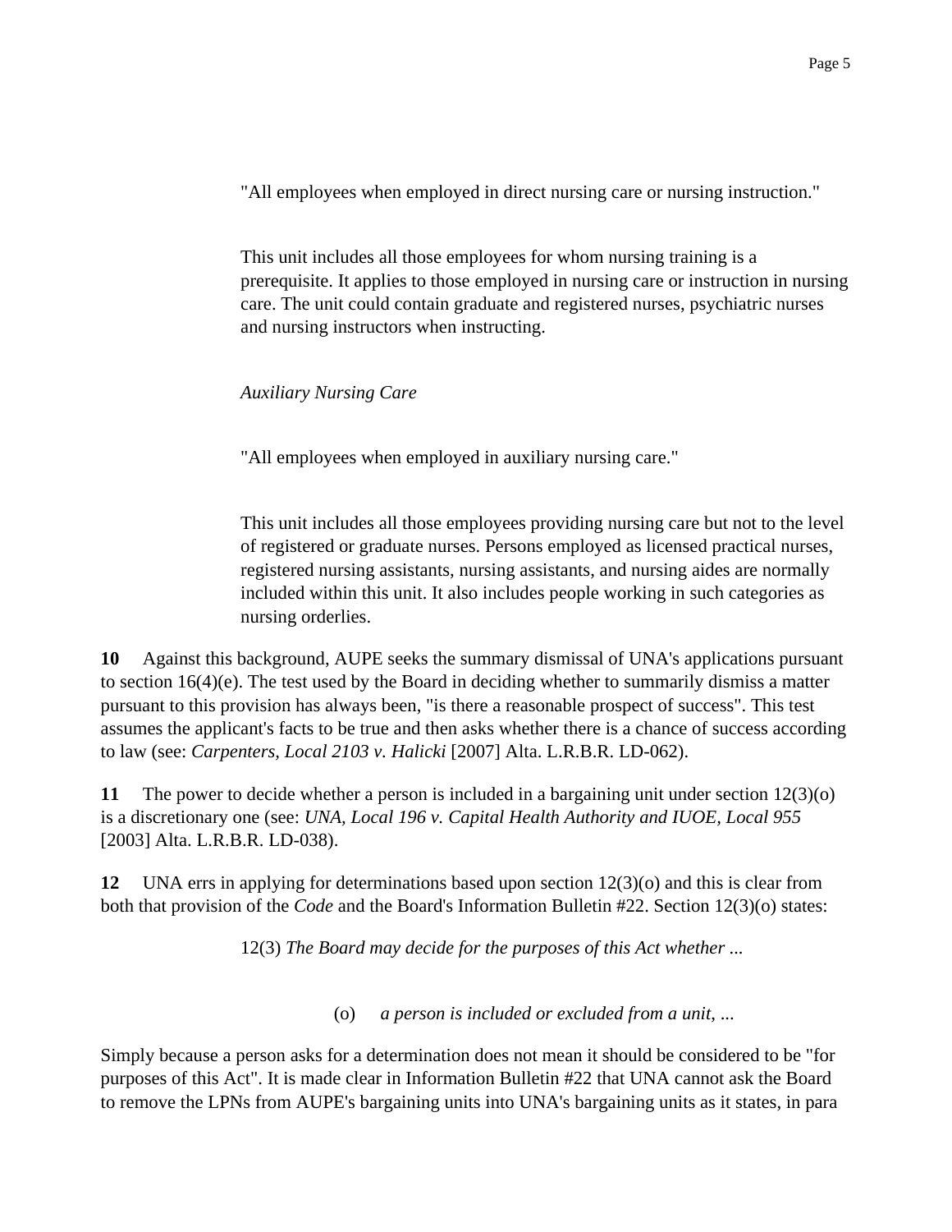> "All employees when employed in direct nursing care or nursing instruction."
>
> This unit includes all those employees for whom nursing training is a prerequisite. It applies to those employed in nursing care or instruction in nursing care. The unit could contain graduate and registered nurses, psychiatric nurses and nursing instructors when instructing.
>
> *Auxiliary Nursing Care*
>
> "All employees when employed in auxiliary nursing care."
>
> This unit includes all those employees providing nursing care but not to the level of registered or graduate nurses. Persons employed as licensed practical nurses, registered nursing assistants, nursing assistants, and nursing aides are normally included within this unit. It also includes people working in such categories as nursing orderlies.

**10** Against this background, AUPE seeks the summary dismissal of UNA's applications pursuant to section 16(4)(e). The test used by the Board in deciding whether to summarily dismiss a matter pursuant to this provision has always been, "is there a reasonable prospect of success". This test assumes the applicant's facts to be true and then asks whether there is a chance of success according to law (see: *Carpenters, Local 2103 v. Halicki* [2007] Alta. L.R.B.R. LD-062).

**11** The power to decide whether a person is included in a bargaining unit under section 12(3)(o) is a discretionary one (see: *UNA, Local 196 v. Capital Health Authority and IUOE, Local 955* [2003] Alta. L.R.B.R. LD-038).

**12** UNA errs in applying for determinations based upon section 12(3)(o) and this is clear from both that provision of the *Code* and the Board's Information Bulletin #22. Section 12(3)(o) states:

> 12(3) *The Board may decide for the purposes of this Act whether ...*
>
> (o) *a person is included or excluded from a unit, ...*

Simply because a person asks for a determination does not mean it should be considered to be "for purposes of this Act". It is made clear in Information Bulletin #22 that UNA cannot ask the Board to remove the LPNs from AUPE's bargaining units into UNA's bargaining units as it states, in para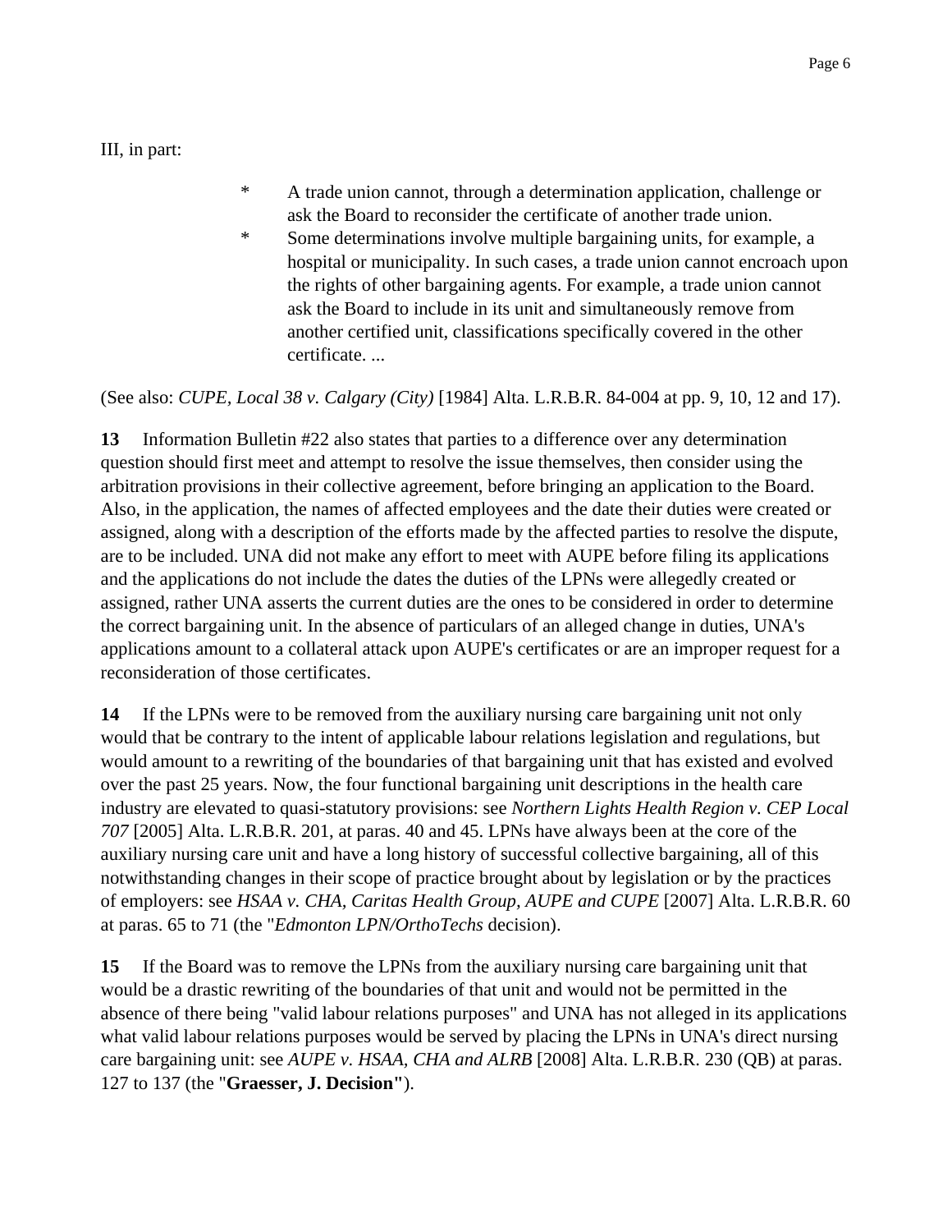III, in part:

> * A trade union cannot, through a determination application, challenge or ask the Board to reconsider the certificate of another trade union.
> * Some determinations involve multiple bargaining units, for example, a hospital or municipality. In such cases, a trade union cannot encroach upon the rights of other bargaining agents. For example, a trade union cannot ask the Board to include in its unit and simultaneously remove from another certified unit, classifications specifically covered in the other certificate. ...

(See also: *CUPE, Local 38 v. Calgary (City)* [1984] Alta. L.R.B.R. 84-004 at pp. 9, 10, 12 and 17).

**13** Information Bulletin #22 also states that parties to a difference over any determination question should first meet and attempt to resolve the issue themselves, then consider using the arbitration provisions in their collective agreement, before bringing an application to the Board. Also, in the application, the names of affected employees and the date their duties were created or assigned, along with a description of the efforts made by the affected parties to resolve the dispute, are to be included. UNA did not make any effort to meet with AUPE before filing its applications and the applications do not include the dates the duties of the LPNs were allegedly created or assigned, rather UNA asserts the current duties are the ones to be considered in order to determine the correct bargaining unit. In the absence of particulars of an alleged change in duties, UNA's applications amount to a collateral attack upon AUPE's certificates or are an improper request for a reconsideration of those certificates.

**14** If the LPNs were to be removed from the auxiliary nursing care bargaining unit not only would that be contrary to the intent of applicable labour relations legislation and regulations, but would amount to a rewriting of the boundaries of that bargaining unit that has existed and evolved over the past 25 years. Now, the four functional bargaining unit descriptions in the health care industry are elevated to quasi-statutory provisions: see *Northern Lights Health Region v. CEP Local 707* [2005] Alta. L.R.B.R. 201, at paras. 40 and 45. LPNs have always been at the core of the auxiliary nursing care unit and have a long history of successful collective bargaining, all of this notwithstanding changes in their scope of practice brought about by legislation or by the practices of employers: see *HSAA v. CHA, Caritas Health Group, AUPE and CUPE* [2007] Alta. L.R.B.R. 60 at paras. 65 to 71 (the "*Edmonton LPN/OrthoTechs* decision).

**15** If the Board was to remove the LPNs from the auxiliary nursing care bargaining unit that would be a drastic rewriting of the boundaries of that unit and would not be permitted in the absence of there being "valid labour relations purposes" and UNA has not alleged in its applications what valid labour relations purposes would be served by placing the LPNs in UNA's direct nursing care bargaining unit: see *AUPE v. HSAA, CHA and ALRB* [2008] Alta. L.R.B.R. 230 (QB) at paras. 127 to 137 (the "**Graesser, J. Decision"**).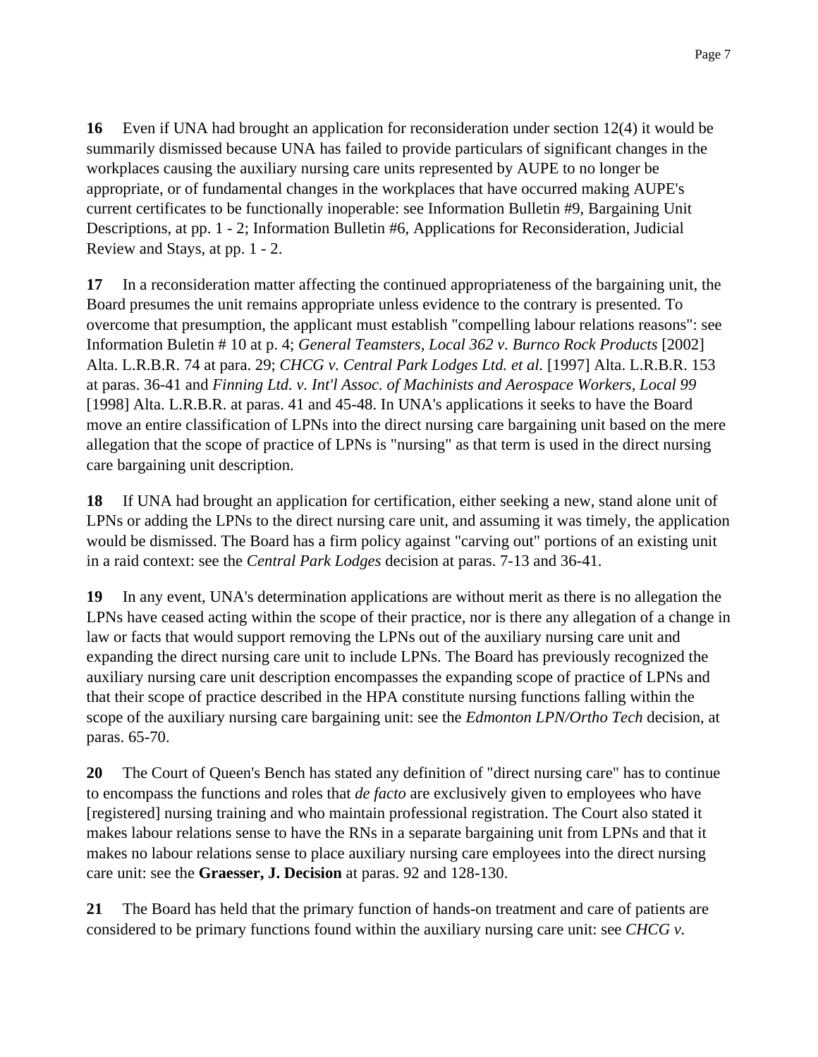**16** Even if UNA had brought an application for reconsideration under section 12(4) it would be summarily dismissed because UNA has failed to provide particulars of significant changes in the workplaces causing the auxiliary nursing care units represented by AUPE to no longer be appropriate, or of fundamental changes in the workplaces that have occurred making AUPE's current certificates to be functionally inoperable: see Information Bulletin #9, Bargaining Unit Descriptions, at pp. 1 - 2; Information Bulletin #6, Applications for Reconsideration, Judicial Review and Stays, at pp. 1 - 2.

**17** In a reconsideration matter affecting the continued appropriateness of the bargaining unit, the Board presumes the unit remains appropriate unless evidence to the contrary is presented. To overcome that presumption, the applicant must establish "compelling labour relations reasons": see Information Buletin # 10 at p. 4; *General Teamsters, Local 362 v. Burnco Rock Products* [2002] Alta. L.R.B.R. 74 at para. 29; *CHCG v. Central Park Lodges Ltd. et al.* [1997] Alta. L.R.B.R. 153 at paras. 36-41 and *Finning Ltd. v. Int'l Assoc. of Machinists and Aerospace Workers, Local 99* [1998] Alta. L.R.B.R. at paras. 41 and 45-48. In UNA's applications it seeks to have the Board move an entire classification of LPNs into the direct nursing care bargaining unit based on the mere allegation that the scope of practice of LPNs is "nursing" as that term is used in the direct nursing care bargaining unit description.

**18** If UNA had brought an application for certification, either seeking a new, stand alone unit of LPNs or adding the LPNs to the direct nursing care unit, and assuming it was timely, the application would be dismissed. The Board has a firm policy against "carving out" portions of an existing unit in a raid context: see the *Central Park Lodges* decision at paras. 7-13 and 36-41.

**19** In any event, UNA's determination applications are without merit as there is no allegation the LPNs have ceased acting within the scope of their practice, nor is there any allegation of a change in law or facts that would support removing the LPNs out of the auxiliary nursing care unit and expanding the direct nursing care unit to include LPNs. The Board has previously recognized the auxiliary nursing care unit description encompasses the expanding scope of practice of LPNs and that their scope of practice described in the HPA constitute nursing functions falling within the scope of the auxiliary nursing care bargaining unit: see the *Edmonton LPN/Ortho Tech* decision, at paras. 65-70.

**20** The Court of Queen's Bench has stated any definition of "direct nursing care" has to continue to encompass the functions and roles that *de facto* are exclusively given to employees who have [registered] nursing training and who maintain professional registration. The Court also stated it makes labour relations sense to have the RNs in a separate bargaining unit from LPNs and that it makes no labour relations sense to place auxiliary nursing care employees into the direct nursing care unit: see the **Graesser, J. Decision** at paras. 92 and 128-130.

**21** The Board has held that the primary function of hands-on treatment and care of patients are considered to be primary functions found within the auxiliary nursing care unit: see *CHCG v.*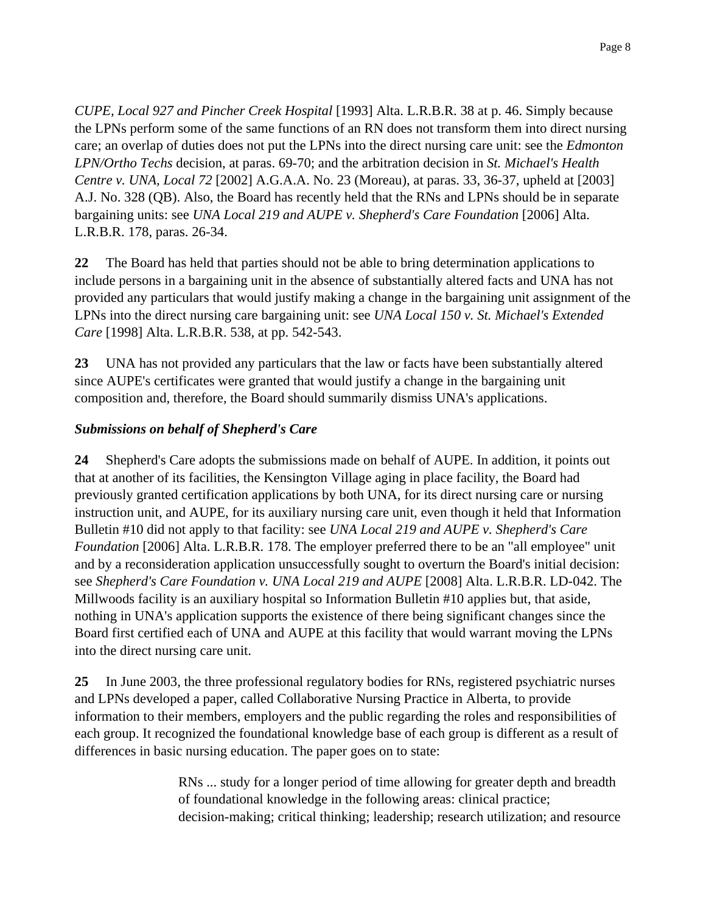*CUPE, Local 927 and Pincher Creek Hospital* [1993] Alta. L.R.B.R. 38 at p. 46. Simply because the LPNs perform some of the same functions of an RN does not transform them into direct nursing care; an overlap of duties does not put the LPNs into the direct nursing care unit: see the *Edmonton LPN/Ortho Techs* decision, at paras. 69-70; and the arbitration decision in *St. Michael's Health Centre v. UNA, Local 72* [2002] A.G.A.A. No. 23 (Moreau), at paras. 33, 36-37, upheld at [2003] A.J. No. 328 (QB). Also, the Board has recently held that the RNs and LPNs should be in separate bargaining units: see *UNA Local 219 and AUPE v. Shepherd's Care Foundation* [2006] Alta. L.R.B.R. 178, paras. 26-34.

**22** The Board has held that parties should not be able to bring determination applications to include persons in a bargaining unit in the absence of substantially altered facts and UNA has not provided any particulars that would justify making a change in the bargaining unit assignment of the LPNs into the direct nursing care bargaining unit: see *UNA Local 150 v. St. Michael's Extended Care* [1998] Alta. L.R.B.R. 538, at pp. 542-543.

**23** UNA has not provided any particulars that the law or facts have been substantially altered since AUPE's certificates were granted that would justify a change in the bargaining unit composition and, therefore, the Board should summarily dismiss UNA's applications.

***Submissions on behalf of Shepherd's Care***

**24** Shepherd's Care adopts the submissions made on behalf of AUPE. In addition, it points out that at another of its facilities, the Kensington Village aging in place facility, the Board had previously granted certification applications by both UNA, for its direct nursing care or nursing instruction unit, and AUPE, for its auxiliary nursing care unit, even though it held that Information Bulletin #10 did not apply to that facility: see *UNA Local 219 and AUPE v. Shepherd's Care Foundation* [2006] Alta. L.R.B.R. 178. The employer preferred there to be an "all employee" unit and by a reconsideration application unsuccessfully sought to overturn the Board's initial decision: see *Shepherd's Care Foundation v. UNA Local 219 and AUPE* [2008] Alta. L.R.B.R. LD-042. The Millwoods facility is an auxiliary hospital so Information Bulletin #10 applies but, that aside, nothing in UNA's application supports the existence of there being significant changes since the Board first certified each of UNA and AUPE at this facility that would warrant moving the LPNs into the direct nursing care unit.

**25** In June 2003, the three professional regulatory bodies for RNs, registered psychiatric nurses and LPNs developed a paper, called Collaborative Nursing Practice in Alberta, to provide information to their members, employers and the public regarding the roles and responsibilities of each group. It recognized the foundational knowledge base of each group is different as a result of differences in basic nursing education. The paper goes on to state:

> RNs ... study for a longer period of time allowing for greater depth and breadth of foundational knowledge in the following areas: clinical practice; decision-making; critical thinking; leadership; research utilization; and resource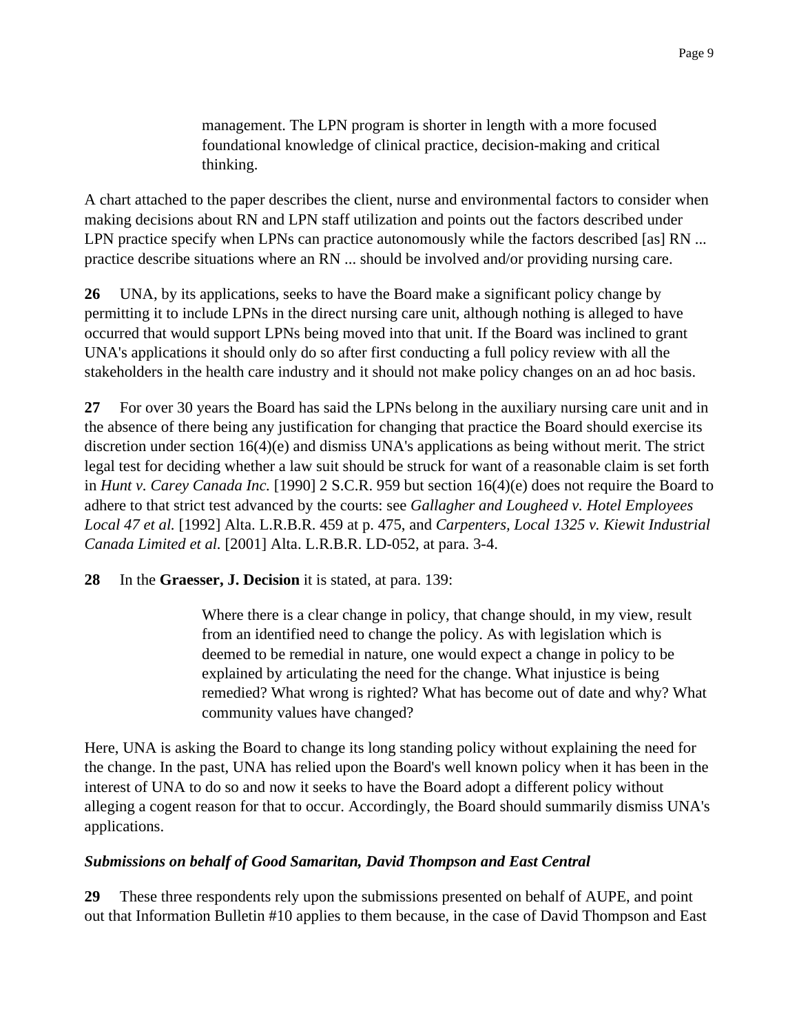> management. The LPN program is shorter in length with a more focused foundational knowledge of clinical practice, decision-making and critical thinking.

A chart attached to the paper describes the client, nurse and environmental factors to consider when making decisions about RN and LPN staff utilization and points out the factors described under LPN practice specify when LPNs can practice autonomously while the factors described [as] RN ... practice describe situations where an RN ... should be involved and/or providing nursing care.

**26** UNA, by its applications, seeks to have the Board make a significant policy change by permitting it to include LPNs in the direct nursing care unit, although nothing is alleged to have occurred that would support LPNs being moved into that unit. If the Board was inclined to grant UNA's applications it should only do so after first conducting a full policy review with all the stakeholders in the health care industry and it should not make policy changes on an ad hoc basis.

**27** For over 30 years the Board has said the LPNs belong in the auxiliary nursing care unit and in the absence of there being any justification for changing that practice the Board should exercise its discretion under section 16(4)(e) and dismiss UNA's applications as being without merit. The strict legal test for deciding whether a law suit should be struck for want of a reasonable claim is set forth in *Hunt v. Carey Canada Inc.* [1990] 2 S.C.R. 959 but section 16(4)(e) does not require the Board to adhere to that strict test advanced by the courts: see *Gallagher and Lougheed v. Hotel Employees Local 47 et al.* [1992] Alta. L.R.B.R. 459 at p. 475, and *Carpenters, Local 1325 v. Kiewit Industrial Canada Limited et al.* [2001] Alta. L.R.B.R. LD-052, at para. 3-4.

**28** In the **Graesser, J. Decision** it is stated, at para. 139:

> Where there is a clear change in policy, that change should, in my view, result from an identified need to change the policy. As with legislation which is deemed to be remedial in nature, one would expect a change in policy to be explained by articulating the need for the change. What injustice is being remedied? What wrong is righted? What has become out of date and why? What community values have changed?

Here, UNA is asking the Board to change its long standing policy without explaining the need for the change. In the past, UNA has relied upon the Board's well known policy when it has been in the interest of UNA to do so and now it seeks to have the Board adopt a different policy without alleging a cogent reason for that to occur. Accordingly, the Board should summarily dismiss UNA's applications.

***Submissions on behalf of Good Samaritan, David Thompson and East Central***

**29** These three respondents rely upon the submissions presented on behalf of AUPE, and point out that Information Bulletin #10 applies to them because, in the case of David Thompson and East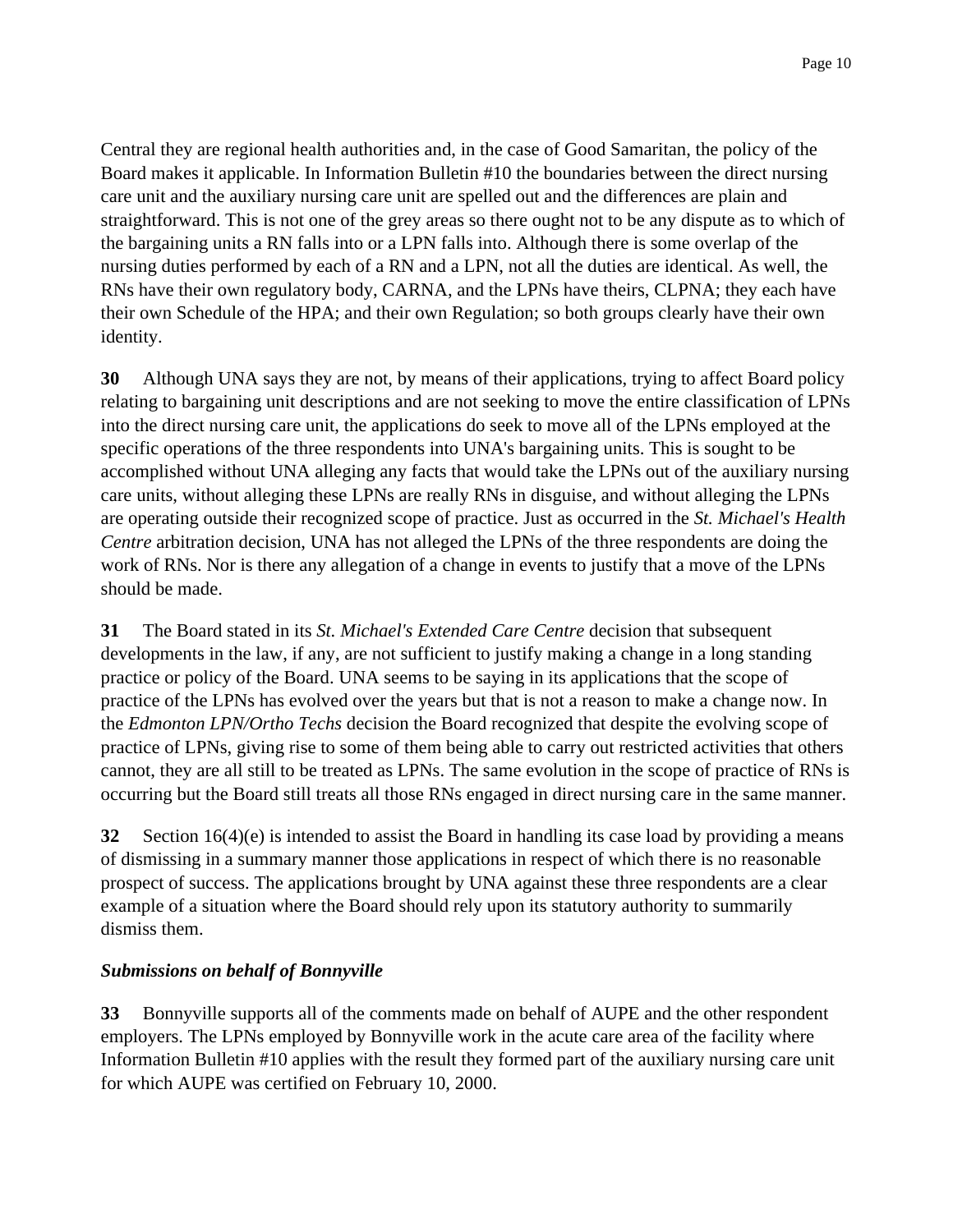Central they are regional health authorities and, in the case of Good Samaritan, the policy of the Board makes it applicable. In Information Bulletin #10 the boundaries between the direct nursing care unit and the auxiliary nursing care unit are spelled out and the differences are plain and straightforward. This is not one of the grey areas so there ought not to be any dispute as to which of the bargaining units a RN falls into or a LPN falls into. Although there is some overlap of the nursing duties performed by each of a RN and a LPN, not all the duties are identical. As well, the RNs have their own regulatory body, CARNA, and the LPNs have theirs, CLPNA; they each have their own Schedule of the HPA; and their own Regulation; so both groups clearly have their own identity.

**30** Although UNA says they are not, by means of their applications, trying to affect Board policy relating to bargaining unit descriptions and are not seeking to move the entire classification of LPNs into the direct nursing care unit, the applications do seek to move all of the LPNs employed at the specific operations of the three respondents into UNA's bargaining units. This is sought to be accomplished without UNA alleging any facts that would take the LPNs out of the auxiliary nursing care units, without alleging these LPNs are really RNs in disguise, and without alleging the LPNs are operating outside their recognized scope of practice. Just as occurred in the *St. Michael's Health Centre* arbitration decision, UNA has not alleged the LPNs of the three respondents are doing the work of RNs. Nor is there any allegation of a change in events to justify that a move of the LPNs should be made.

**31** The Board stated in its *St. Michael's Extended Care Centre* decision that subsequent developments in the law, if any, are not sufficient to justify making a change in a long standing practice or policy of the Board. UNA seems to be saying in its applications that the scope of practice of the LPNs has evolved over the years but that is not a reason to make a change now. In the *Edmonton LPN/Ortho Techs* decision the Board recognized that despite the evolving scope of practice of LPNs, giving rise to some of them being able to carry out restricted activities that others cannot, they are all still to be treated as LPNs. The same evolution in the scope of practice of RNs is occurring but the Board still treats all those RNs engaged in direct nursing care in the same manner.

**32** Section 16(4)(e) is intended to assist the Board in handling its case load by providing a means of dismissing in a summary manner those applications in respect of which there is no reasonable prospect of success. The applications brought by UNA against these three respondents are a clear example of a situation where the Board should rely upon its statutory authority to summarily dismiss them.

### *Submissions on behalf of Bonnyville*

**33** Bonnyville supports all of the comments made on behalf of AUPE and the other respondent employers. The LPNs employed by Bonnyville work in the acute care area of the facility where Information Bulletin #10 applies with the result they formed part of the auxiliary nursing care unit for which AUPE was certified on February 10, 2000.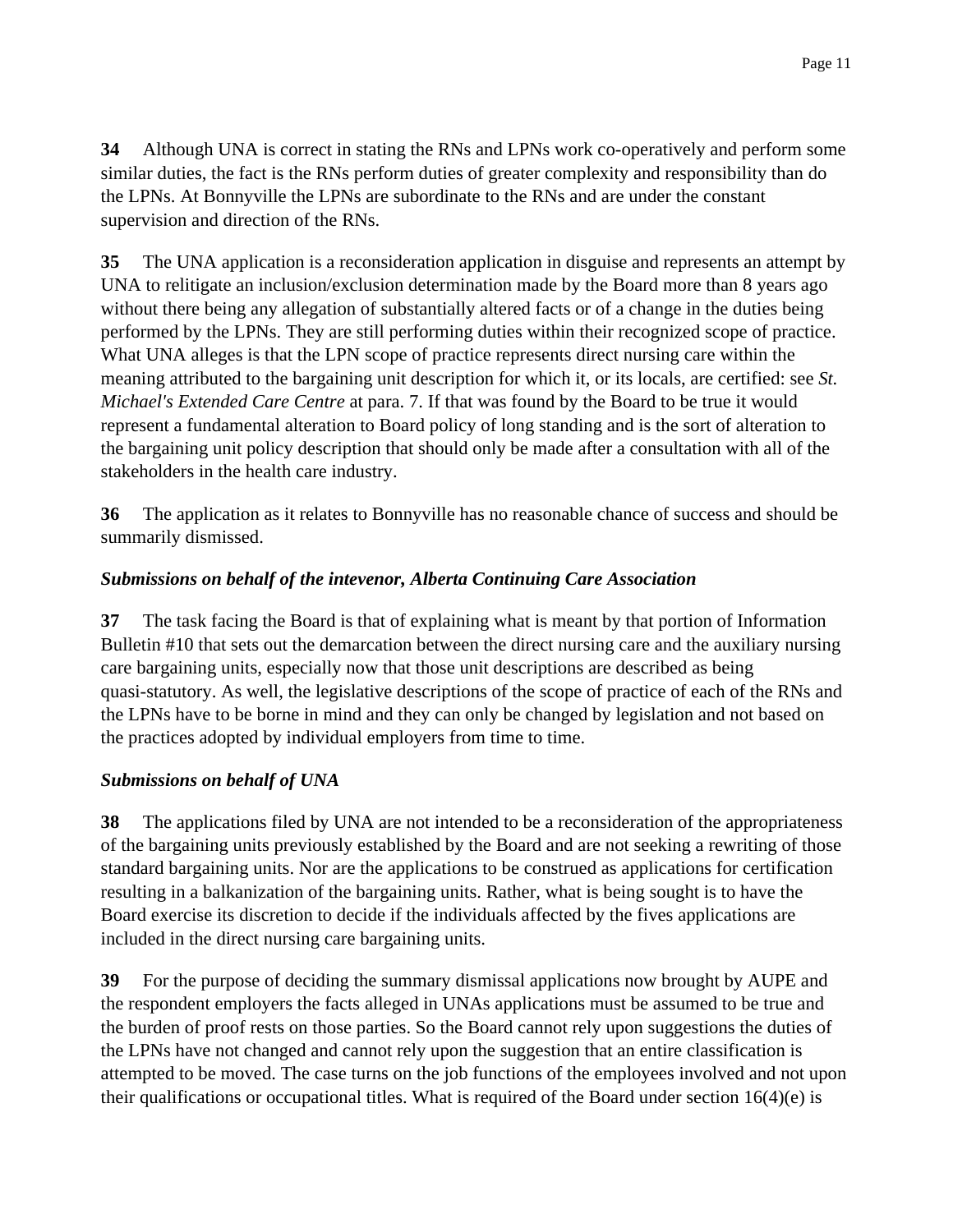**34** Although UNA is correct in stating the RNs and LPNs work co-operatively and perform some similar duties, the fact is the RNs perform duties of greater complexity and responsibility than do the LPNs. At Bonnyville the LPNs are subordinate to the RNs and are under the constant supervision and direction of the RNs.

**35** The UNA application is a reconsideration application in disguise and represents an attempt by UNA to relitigate an inclusion/exclusion determination made by the Board more than 8 years ago without there being any allegation of substantially altered facts or of a change in the duties being performed by the LPNs. They are still performing duties within their recognized scope of practice. What UNA alleges is that the LPN scope of practice represents direct nursing care within the meaning attributed to the bargaining unit description for which it, or its locals, are certified: see *St. Michael's Extended Care Centre* at para. 7. If that was found by the Board to be true it would represent a fundamental alteration to Board policy of long standing and is the sort of alteration to the bargaining unit policy description that should only be made after a consultation with all of the stakeholders in the health care industry.

**36** The application as it relates to Bonnyville has no reasonable chance of success and should be summarily dismissed.

***Submissions on behalf of the intevenor, Alberta Continuing Care Association***

**37** The task facing the Board is that of explaining what is meant by that portion of Information Bulletin #10 that sets out the demarcation between the direct nursing care and the auxiliary nursing care bargaining units, especially now that those unit descriptions are described as being quasi-statutory. As well, the legislative descriptions of the scope of practice of each of the RNs and the LPNs have to be borne in mind and they can only be changed by legislation and not based on the practices adopted by individual employers from time to time.

***Submissions on behalf of UNA***

**38** The applications filed by UNA are not intended to be a reconsideration of the appropriateness of the bargaining units previously established by the Board and are not seeking a rewriting of those standard bargaining units. Nor are the applications to be construed as applications for certification resulting in a balkanization of the bargaining units. Rather, what is being sought is to have the Board exercise its discretion to decide if the individuals affected by the fives applications are included in the direct nursing care bargaining units.

**39** For the purpose of deciding the summary dismissal applications now brought by AUPE and the respondent employers the facts alleged in UNAs applications must be assumed to be true and the burden of proof rests on those parties. So the Board cannot rely upon suggestions the duties of the LPNs have not changed and cannot rely upon the suggestion that an entire classification is attempted to be moved. The case turns on the job functions of the employees involved and not upon their qualifications or occupational titles. What is required of the Board under section 16(4)(e) is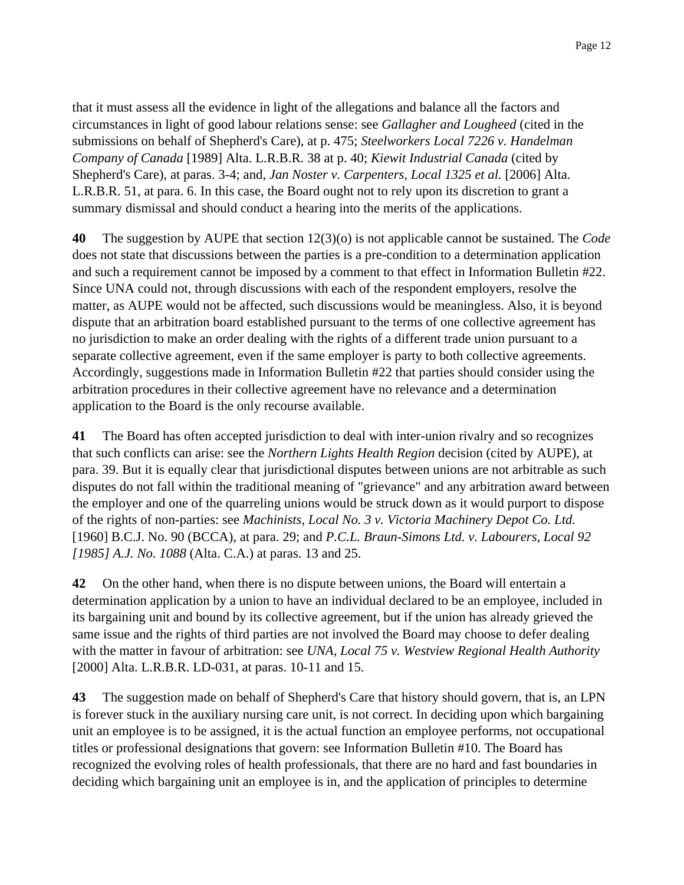that it must assess all the evidence in light of the allegations and balance all the factors and circumstances in light of good labour relations sense: see *Gallagher and Lougheed* (cited in the submissions on behalf of Shepherd's Care), at p. 475; *Steelworkers Local 7226 v. Handelman Company of Canada* [1989] Alta. L.R.B.R. 38 at p. 40; *Kiewit Industrial Canada* (cited by Shepherd's Care), at paras. 3-4; and, *Jan Noster v. Carpenters, Local 1325 et al.* [2006] Alta. L.R.B.R. 51, at para. 6. In this case, the Board ought not to rely upon its discretion to grant a summary dismissal and should conduct a hearing into the merits of the applications.

**40** The suggestion by AUPE that section 12(3)(o) is not applicable cannot be sustained. The *Code* does not state that discussions between the parties is a pre-condition to a determination application and such a requirement cannot be imposed by a comment to that effect in Information Bulletin #22. Since UNA could not, through discussions with each of the respondent employers, resolve the matter, as AUPE would not be affected, such discussions would be meaningless. Also, it is beyond dispute that an arbitration board established pursuant to the terms of one collective agreement has no jurisdiction to make an order dealing with the rights of a different trade union pursuant to a separate collective agreement, even if the same employer is party to both collective agreements. Accordingly, suggestions made in Information Bulletin #22 that parties should consider using the arbitration procedures in their collective agreement have no relevance and a determination application to the Board is the only recourse available.

**41** The Board has often accepted jurisdiction to deal with inter-union rivalry and so recognizes that such conflicts can arise: see the *Northern Lights Health Region* decision (cited by AUPE), at para. 39. But it is equally clear that jurisdictional disputes between unions are not arbitrable as such disputes do not fall within the traditional meaning of "grievance" and any arbitration award between the employer and one of the quarreling unions would be struck down as it would purport to dispose of the rights of non-parties: see *Machinists, Local No. 3 v. Victoria Machinery Depot Co. Ltd.* [1960] B.C.J. No. 90 (BCCA), at para. 29; and *P.C.L. Braun-Simons Ltd. v. Labourers, Local 92 [1985] A.J. No. 1088* (Alta. C.A.) at paras. 13 and 25.

**42** On the other hand, when there is no dispute between unions, the Board will entertain a determination application by a union to have an individual declared to be an employee, included in its bargaining unit and bound by its collective agreement, but if the union has already grieved the same issue and the rights of third parties are not involved the Board may choose to defer dealing with the matter in favour of arbitration: see *UNA, Local 75 v. Westview Regional Health Authority* [2000] Alta. L.R.B.R. LD-031, at paras. 10-11 and 15.

**43** The suggestion made on behalf of Shepherd's Care that history should govern, that is, an LPN is forever stuck in the auxiliary nursing care unit, is not correct. In deciding upon which bargaining unit an employee is to be assigned, it is the actual function an employee performs, not occupational titles or professional designations that govern: see Information Bulletin #10. The Board has recognized the evolving roles of health professionals, that there are no hard and fast boundaries in deciding which bargaining unit an employee is in, and the application of principles to determine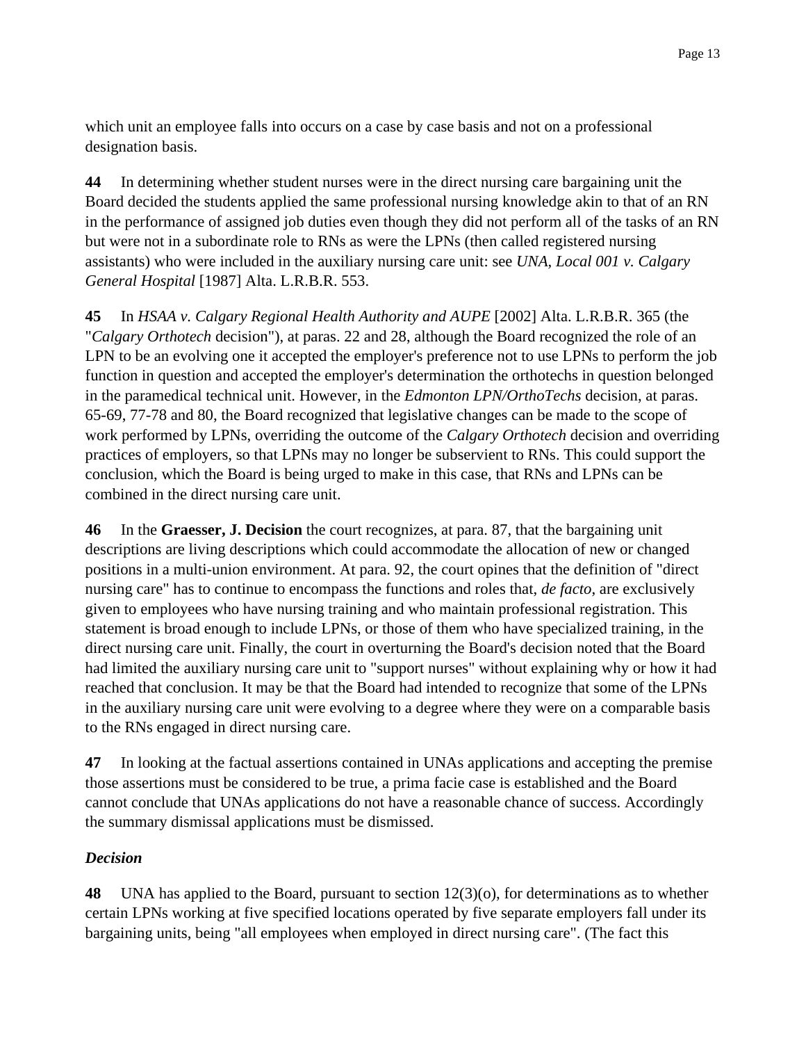which unit an employee falls into occurs on a case by case basis and not on a professional designation basis.

**44** In determining whether student nurses were in the direct nursing care bargaining unit the Board decided the students applied the same professional nursing knowledge akin to that of an RN in the performance of assigned job duties even though they did not perform all of the tasks of an RN but were not in a subordinate role to RNs as were the LPNs (then called registered nursing assistants) who were included in the auxiliary nursing care unit: see *UNA, Local 001 v. Calgary General Hospital* [1987] Alta. L.R.B.R. 553.

**45** In *HSAA v. Calgary Regional Health Authority and AUPE* [2002] Alta. L.R.B.R. 365 (the "*Calgary Orthotech* decision"), at paras. 22 and 28, although the Board recognized the role of an LPN to be an evolving one it accepted the employer's preference not to use LPNs to perform the job function in question and accepted the employer's determination the orthotechs in question belonged in the paramedical technical unit. However, in the *Edmonton LPN/OrthoTechs* decision, at paras. 65-69, 77-78 and 80, the Board recognized that legislative changes can be made to the scope of work performed by LPNs, overriding the outcome of the *Calgary Orthotech* decision and overriding practices of employers, so that LPNs may no longer be subservient to RNs. This could support the conclusion, which the Board is being urged to make in this case, that RNs and LPNs can be combined in the direct nursing care unit.

**46** In the **Graesser, J. Decision** the court recognizes, at para. 87, that the bargaining unit descriptions are living descriptions which could accommodate the allocation of new or changed positions in a multi-union environment. At para. 92, the court opines that the definition of "direct nursing care" has to continue to encompass the functions and roles that, *de facto*, are exclusively given to employees who have nursing training and who maintain professional registration. This statement is broad enough to include LPNs, or those of them who have specialized training, in the direct nursing care unit. Finally, the court in overturning the Board's decision noted that the Board had limited the auxiliary nursing care unit to "support nurses" without explaining why or how it had reached that conclusion. It may be that the Board had intended to recognize that some of the LPNs in the auxiliary nursing care unit were evolving to a degree where they were on a comparable basis to the RNs engaged in direct nursing care.

**47** In looking at the factual assertions contained in UNAs applications and accepting the premise those assertions must be considered to be true, a prima facie case is established and the Board cannot conclude that UNAs applications do not have a reasonable chance of success. Accordingly the summary dismissal applications must be dismissed.

***Decision***

**48** UNA has applied to the Board, pursuant to section 12(3)(o), for determinations as to whether certain LPNs working at five specified locations operated by five separate employers fall under its bargaining units, being "all employees when employed in direct nursing care". (The fact this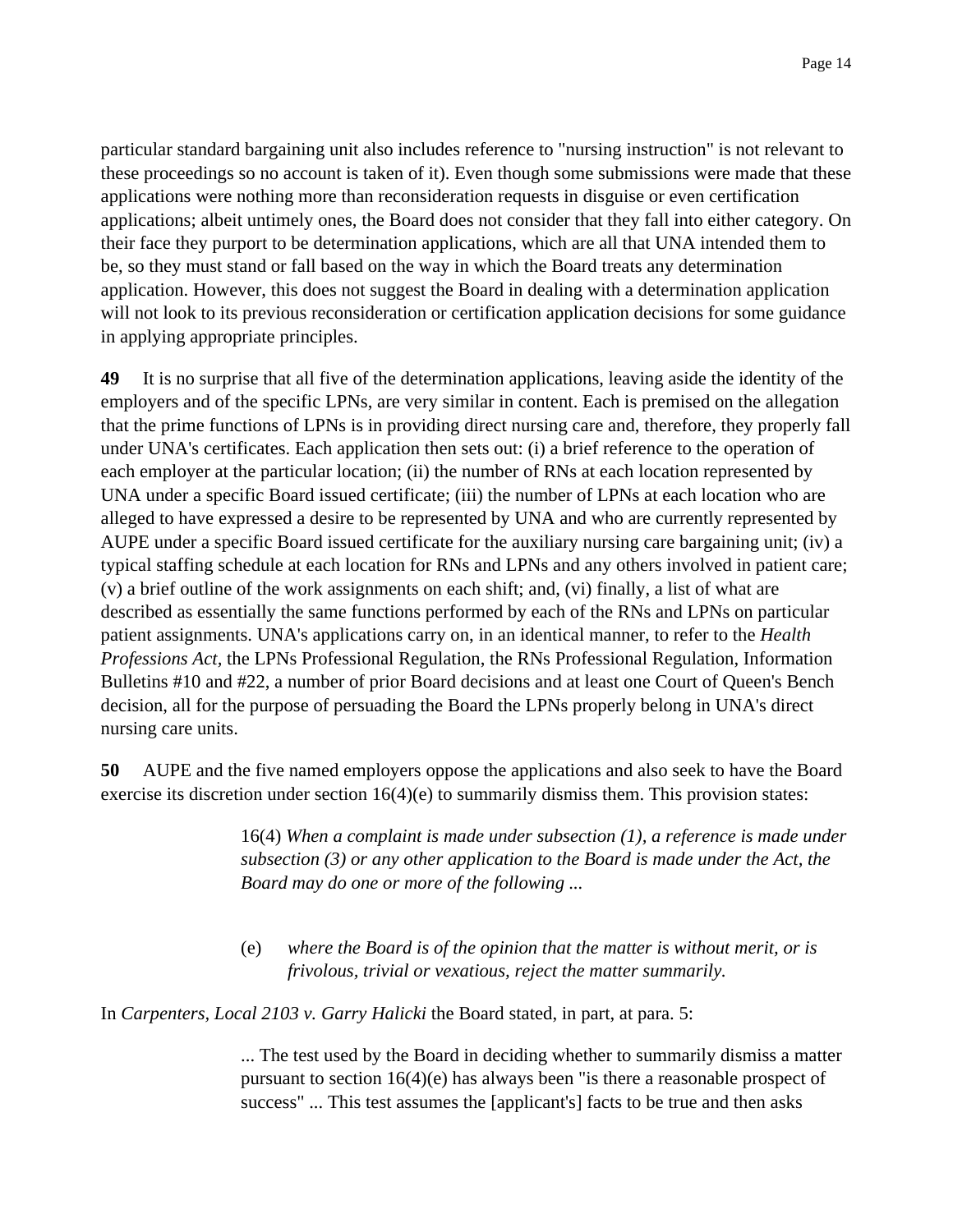particular standard bargaining unit also includes reference to "nursing instruction" is not relevant to these proceedings so no account is taken of it). Even though some submissions were made that these applications were nothing more than reconsideration requests in disguise or even certification applications; albeit untimely ones, the Board does not consider that they fall into either category. On their face they purport to be determination applications, which are all that UNA intended them to be, so they must stand or fall based on the way in which the Board treats any determination application. However, this does not suggest the Board in dealing with a determination application will not look to its previous reconsideration or certification application decisions for some guidance in applying appropriate principles.

**49** It is no surprise that all five of the determination applications, leaving aside the identity of the employers and of the specific LPNs, are very similar in content. Each is premised on the allegation that the prime functions of LPNs is in providing direct nursing care and, therefore, they properly fall under UNA's certificates. Each application then sets out: (i) a brief reference to the operation of each employer at the particular location; (ii) the number of RNs at each location represented by UNA under a specific Board issued certificate; (iii) the number of LPNs at each location who are alleged to have expressed a desire to be represented by UNA and who are currently represented by AUPE under a specific Board issued certificate for the auxiliary nursing care bargaining unit; (iv) a typical staffing schedule at each location for RNs and LPNs and any others involved in patient care; (v) a brief outline of the work assignments on each shift; and, (vi) finally, a list of what are described as essentially the same functions performed by each of the RNs and LPNs on particular patient assignments. UNA's applications carry on, in an identical manner, to refer to the *Health Professions Act*, the LPNs Professional Regulation, the RNs Professional Regulation, Information Bulletins #10 and #22, a number of prior Board decisions and at least one Court of Queen's Bench decision, all for the purpose of persuading the Board the LPNs properly belong in UNA's direct nursing care units.

**50** AUPE and the five named employers oppose the applications and also seek to have the Board exercise its discretion under section 16(4)(e) to summarily dismiss them. This provision states:

> 16(4) *When a complaint is made under subsection (1), a reference is made under subsection (3) or any other application to the Board is made under the Act, the Board may do one or more of the following ...*
>
> (e) *where the Board is of the opinion that the matter is without merit, or is frivolous, trivial or vexatious, reject the matter summarily.*

In *Carpenters, Local 2103 v. Garry Halicki* the Board stated, in part, at para. 5:

> ... The test used by the Board in deciding whether to summarily dismiss a matter pursuant to section 16(4)(e) has always been "is there a reasonable prospect of success" ... This test assumes the [applicant's] facts to be true and then asks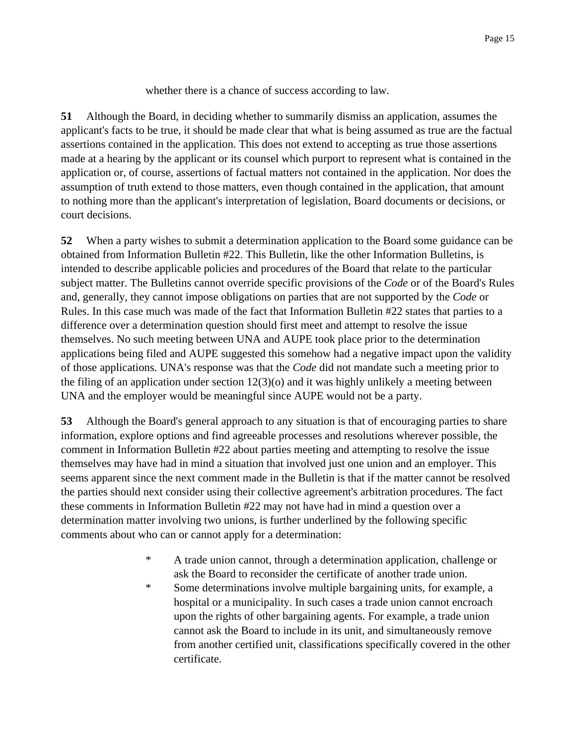whether there is a chance of success according to law.

**51** Although the Board, in deciding whether to summarily dismiss an application, assumes the applicant's facts to be true, it should be made clear that what is being assumed as true are the factual assertions contained in the application. This does not extend to accepting as true those assertions made at a hearing by the applicant or its counsel which purport to represent what is contained in the application or, of course, assertions of factual matters not contained in the application. Nor does the assumption of truth extend to those matters, even though contained in the application, that amount to nothing more than the applicant's interpretation of legislation, Board documents or decisions, or court decisions.

**52** When a party wishes to submit a determination application to the Board some guidance can be obtained from Information Bulletin #22. This Bulletin, like the other Information Bulletins, is intended to describe applicable policies and procedures of the Board that relate to the particular subject matter. The Bulletins cannot override specific provisions of the *Code* or of the Board's Rules and, generally, they cannot impose obligations on parties that are not supported by the *Code* or Rules. In this case much was made of the fact that Information Bulletin #22 states that parties to a difference over a determination question should first meet and attempt to resolve the issue themselves. No such meeting between UNA and AUPE took place prior to the determination applications being filed and AUPE suggested this somehow had a negative impact upon the validity of those applications. UNA's response was that the *Code* did not mandate such a meeting prior to the filing of an application under section 12(3)(o) and it was highly unlikely a meeting between UNA and the employer would be meaningful since AUPE would not be a party.

**53** Although the Board's general approach to any situation is that of encouraging parties to share information, explore options and find agreeable processes and resolutions wherever possible, the comment in Information Bulletin #22 about parties meeting and attempting to resolve the issue themselves may have had in mind a situation that involved just one union and an employer. This seems apparent since the next comment made in the Bulletin is that if the matter cannot be resolved the parties should next consider using their collective agreement's arbitration procedures. The fact these comments in Information Bulletin #22 may not have had in mind a question over a determination matter involving two unions, is further underlined by the following specific comments about who can or cannot apply for a determination:

- A trade union cannot, through a determination application, challenge or ask the Board to reconsider the certificate of another trade union.
- Some determinations involve multiple bargaining units, for example, a hospital or a municipality. In such cases a trade union cannot encroach upon the rights of other bargaining agents. For example, a trade union cannot ask the Board to include in its unit, and simultaneously remove from another certified unit, classifications specifically covered in the other certificate.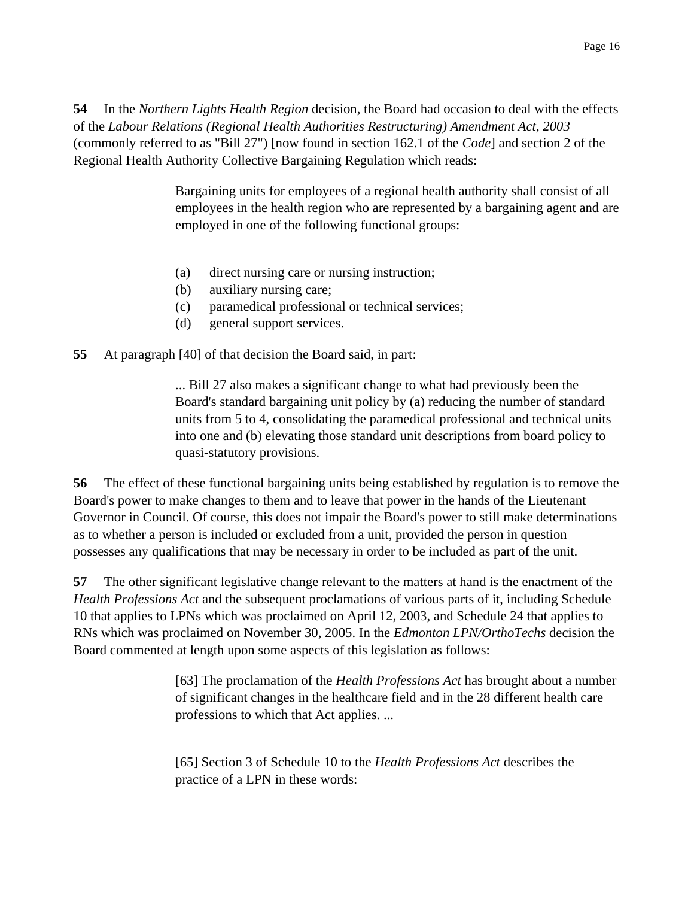**54** In the *Northern Lights Health Region* decision, the Board had occasion to deal with the effects of the *Labour Relations (Regional Health Authorities Restructuring) Amendment Act, 2003* (commonly referred to as "Bill 27") [now found in section 162.1 of the *Code*] and section 2 of the Regional Health Authority Collective Bargaining Regulation which reads:

> Bargaining units for employees of a regional health authority shall consist of all employees in the health region who are represented by a bargaining agent and are employed in one of the following functional groups:
>
> (a) direct nursing care or nursing instruction;
> (b) auxiliary nursing care;
> (c) paramedical professional or technical services;
> (d) general support services.

**55** At paragraph [40] of that decision the Board said, in part:

> ... Bill 27 also makes a significant change to what had previously been the Board's standard bargaining unit policy by (a) reducing the number of standard units from 5 to 4, consolidating the paramedical professional and technical units into one and (b) elevating those standard unit descriptions from board policy to quasi-statutory provisions.

**56** The effect of these functional bargaining units being established by regulation is to remove the Board's power to make changes to them and to leave that power in the hands of the Lieutenant Governor in Council. Of course, this does not impair the Board's power to still make determinations as to whether a person is included or excluded from a unit, provided the person in question possesses any qualifications that may be necessary in order to be included as part of the unit.

**57** The other significant legislative change relevant to the matters at hand is the enactment of the *Health Professions Act* and the subsequent proclamations of various parts of it, including Schedule 10 that applies to LPNs which was proclaimed on April 12, 2003, and Schedule 24 that applies to RNs which was proclaimed on November 30, 2005. In the *Edmonton LPN/OrthoTechs* decision the Board commented at length upon some aspects of this legislation as follows:

> [63] The proclamation of the *Health Professions Act* has brought about a number of significant changes in the healthcare field and in the 28 different health care professions to which that Act applies. ...
>
> [65] Section 3 of Schedule 10 to the *Health Professions Act* describes the practice of a LPN in these words: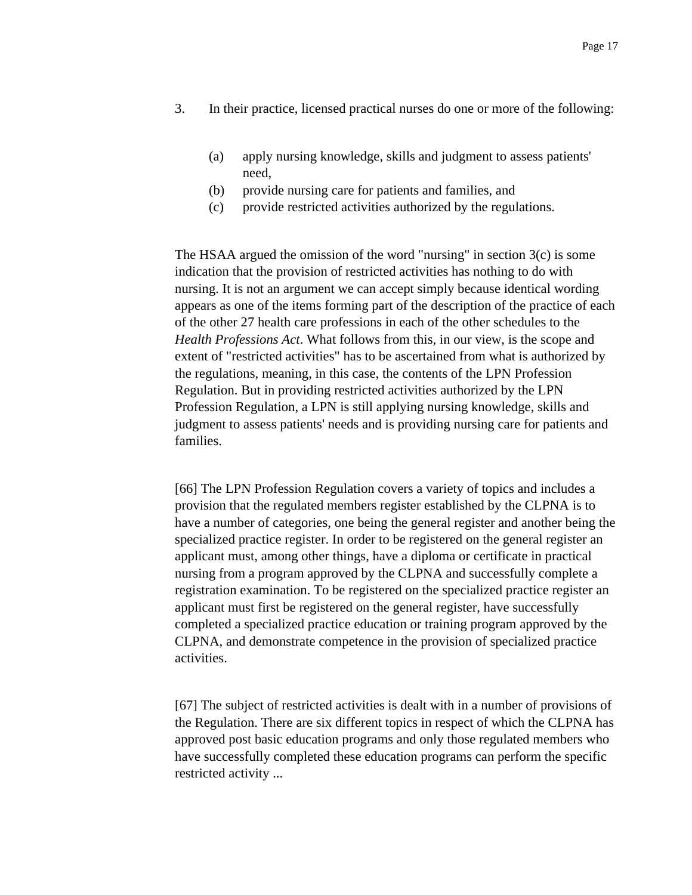3. In their practice, licensed practical nurses do one or more of the following:

   (a) apply nursing knowledge, skills and judgment to assess patients' need,
   (b) provide nursing care for patients and families, and
   (c) provide restricted activities authorized by the regulations.

The HSAA argued the omission of the word "nursing" in section 3(c) is some indication that the provision of restricted activities has nothing to do with nursing. It is not an argument we can accept simply because identical wording appears as one of the items forming part of the description of the practice of each of the other 27 health care professions in each of the other schedules to the *Health Professions Act*. What follows from this, in our view, is the scope and extent of "restricted activities" has to be ascertained from what is authorized by the regulations, meaning, in this case, the contents of the LPN Profession Regulation. But in providing restricted activities authorized by the LPN Profession Regulation, a LPN is still applying nursing knowledge, skills and judgment to assess patients' needs and is providing nursing care for patients and families.

[66] The LPN Profession Regulation covers a variety of topics and includes a provision that the regulated members register established by the CLPNA is to have a number of categories, one being the general register and another being the specialized practice register. In order to be registered on the general register an applicant must, among other things, have a diploma or certificate in practical nursing from a program approved by the CLPNA and successfully complete a registration examination. To be registered on the specialized practice register an applicant must first be registered on the general register, have successfully completed a specialized practice education or training program approved by the CLPNA, and demonstrate competence in the provision of specialized practice activities.

[67] The subject of restricted activities is dealt with in a number of provisions of the Regulation. There are six different topics in respect of which the CLPNA has approved post basic education programs and only those regulated members who have successfully completed these education programs can perform the specific restricted activity ...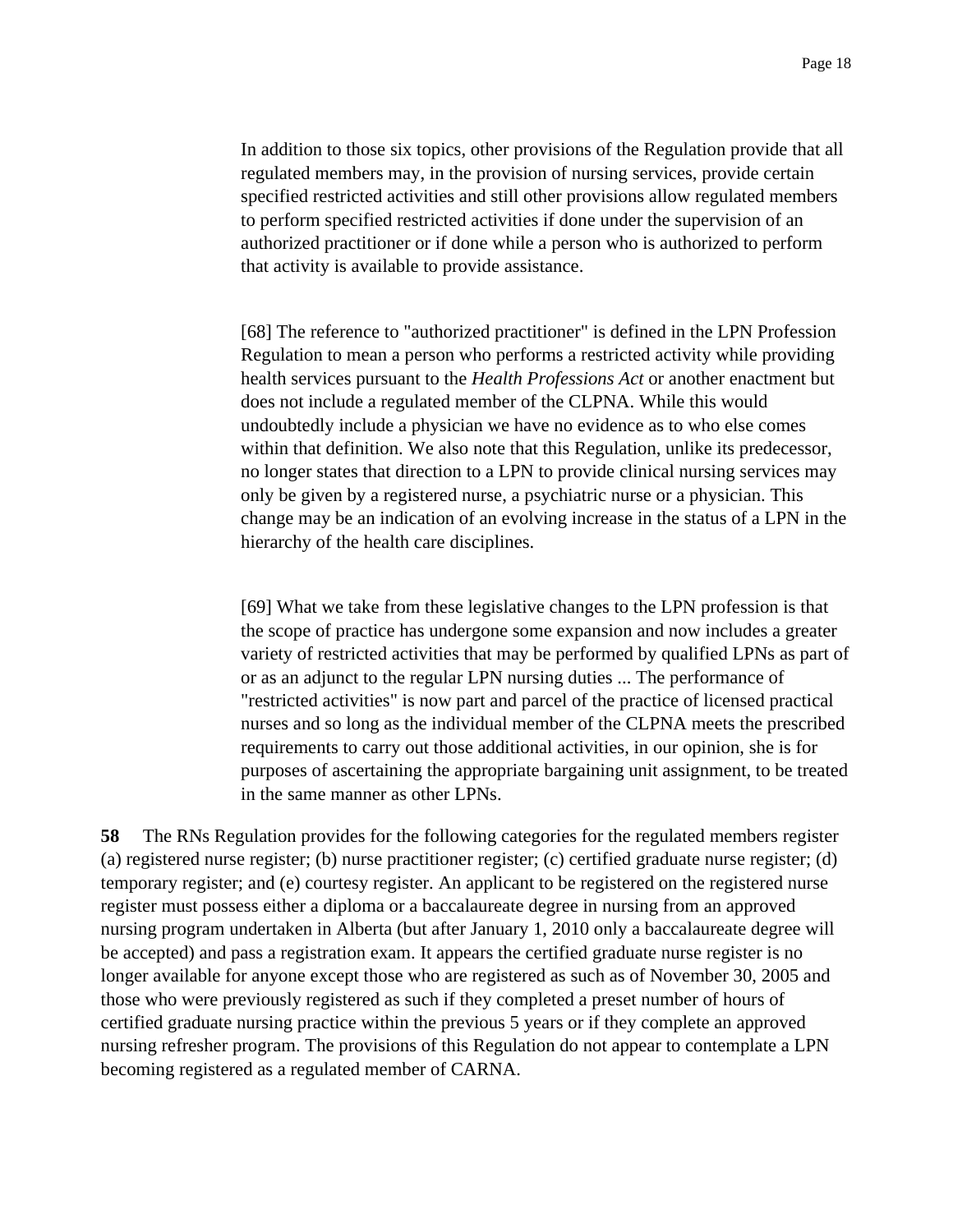> In addition to those six topics, other provisions of the Regulation provide that all regulated members may, in the provision of nursing services, provide certain specified restricted activities and still other provisions allow regulated members to perform specified restricted activities if done under the supervision of an authorized practitioner or if done while a person who is authorized to perform that activity is available to provide assistance.
>
> [68] The reference to "authorized practitioner" is defined in the LPN Profession Regulation to mean a person who performs a restricted activity while providing health services pursuant to the *Health Professions Act* or another enactment but does not include a regulated member of the CLPNA. While this would undoubtedly include a physician we have no evidence as to who else comes within that definition. We also note that this Regulation, unlike its predecessor, no longer states that direction to a LPN to provide clinical nursing services may only be given by a registered nurse, a psychiatric nurse or a physician. This change may be an indication of an evolving increase in the status of a LPN in the hierarchy of the health care disciplines.
>
> [69] What we take from these legislative changes to the LPN profession is that the scope of practice has undergone some expansion and now includes a greater variety of restricted activities that may be performed by qualified LPNs as part of or as an adjunct to the regular LPN nursing duties ... The performance of "restricted activities" is now part and parcel of the practice of licensed practical nurses and so long as the individual member of the CLPNA meets the prescribed requirements to carry out those additional activities, in our opinion, she is for purposes of ascertaining the appropriate bargaining unit assignment, to be treated in the same manner as other LPNs.

**58** The RNs Regulation provides for the following categories for the regulated members register (a) registered nurse register; (b) nurse practitioner register; (c) certified graduate nurse register; (d) temporary register; and (e) courtesy register. An applicant to be registered on the registered nurse register must possess either a diploma or a baccalaureate degree in nursing from an approved nursing program undertaken in Alberta (but after January 1, 2010 only a baccalaureate degree will be accepted) and pass a registration exam. It appears the certified graduate nurse register is no longer available for anyone except those who are registered as such as of November 30, 2005 and those who were previously registered as such if they completed a preset number of hours of certified graduate nursing practice within the previous 5 years or if they complete an approved nursing refresher program. The provisions of this Regulation do not appear to contemplate a LPN becoming registered as a regulated member of CARNA.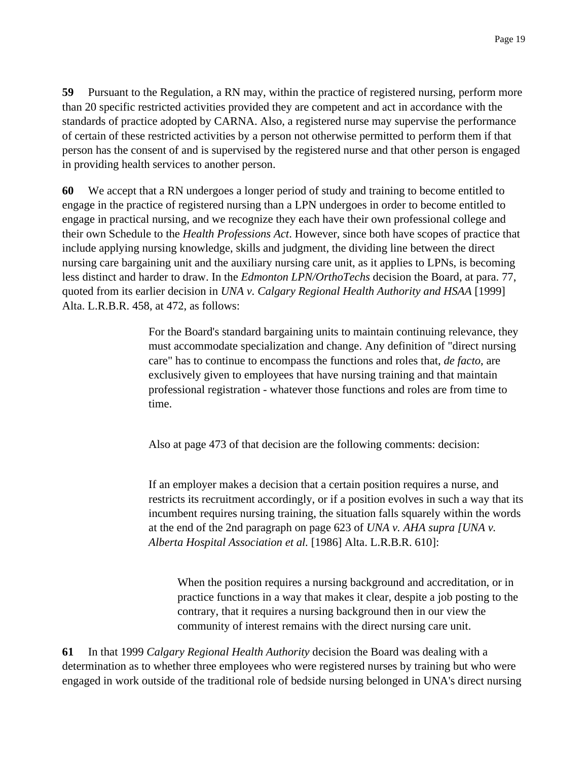**59** Pursuant to the Regulation, a RN may, within the practice of registered nursing, perform more than 20 specific restricted activities provided they are competent and act in accordance with the standards of practice adopted by CARNA. Also, a registered nurse may supervise the performance of certain of these restricted activities by a person not otherwise permitted to perform them if that person has the consent of and is supervised by the registered nurse and that other person is engaged in providing health services to another person.

**60** We accept that a RN undergoes a longer period of study and training to become entitled to engage in the practice of registered nursing than a LPN undergoes in order to become entitled to engage in practical nursing, and we recognize they each have their own professional college and their own Schedule to the *Health Professions Act*. However, since both have scopes of practice that include applying nursing knowledge, skills and judgment, the dividing line between the direct nursing care bargaining unit and the auxiliary nursing care unit, as it applies to LPNs, is becoming less distinct and harder to draw. In the *Edmonton LPN/OrthoTechs* decision the Board, at para. 77, quoted from its earlier decision in *UNA v. Calgary Regional Health Authority and HSAA* [1999] Alta. L.R.B.R. 458, at 472, as follows:

> For the Board's standard bargaining units to maintain continuing relevance, they must accommodate specialization and change. Any definition of "direct nursing care" has to continue to encompass the functions and roles that, *de facto*, are exclusively given to employees that have nursing training and that maintain professional registration - whatever those functions and roles are from time to time.
>
> Also at page 473 of that decision are the following comments: decision:
>
> If an employer makes a decision that a certain position requires a nurse, and restricts its recruitment accordingly, or if a position evolves in such a way that its incumbent requires nursing training, the situation falls squarely within the words at the end of the 2nd paragraph on page 623 of *UNA v. AHA supra [UNA v. Alberta Hospital Association et al.* [1986] Alta. L.R.B.R. 610]:
>
>> When the position requires a nursing background and accreditation, or in practice functions in a way that makes it clear, despite a job posting to the contrary, that it requires a nursing background then in our view the community of interest remains with the direct nursing care unit.

**61** In that 1999 *Calgary Regional Health Authority* decision the Board was dealing with a determination as to whether three employees who were registered nurses by training but who were engaged in work outside of the traditional role of bedside nursing belonged in UNA's direct nursing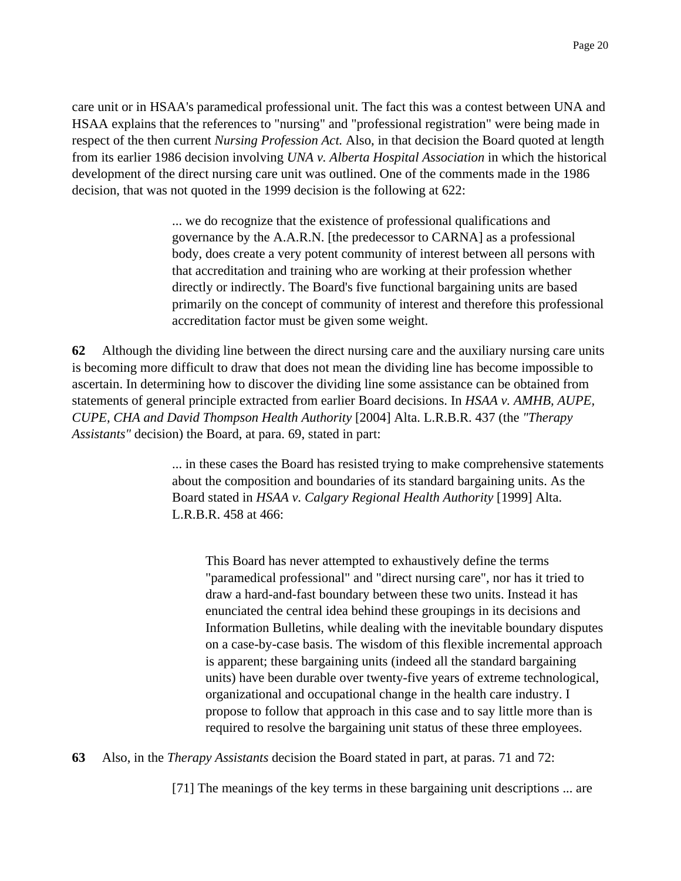care unit or in HSAA's paramedical professional unit. The fact this was a contest between UNA and HSAA explains that the references to "nursing" and "professional registration" were being made in respect of the then current *Nursing Profession Act.* Also, in that decision the Board quoted at length from its earlier 1986 decision involving *UNA v. Alberta Hospital Association* in which the historical development of the direct nursing care unit was outlined. One of the comments made in the 1986 decision, that was not quoted in the 1999 decision is the following at 622:

> ... we do recognize that the existence of professional qualifications and governance by the A.A.R.N. [the predecessor to CARNA] as a professional body, does create a very potent community of interest between all persons with that accreditation and training who are working at their profession whether directly or indirectly. The Board's five functional bargaining units are based primarily on the concept of community of interest and therefore this professional accreditation factor must be given some weight.

**62** Although the dividing line between the direct nursing care and the auxiliary nursing care units is becoming more difficult to draw that does not mean the dividing line has become impossible to ascertain. In determining how to discover the dividing line some assistance can be obtained from statements of general principle extracted from earlier Board decisions. In *HSAA v. AMHB, AUPE, CUPE, CHA and David Thompson Health Authority* [2004] Alta. L.R.B.R. 437 (the *"Therapy Assistants"* decision) the Board, at para. 69, stated in part:

> ... in these cases the Board has resisted trying to make comprehensive statements about the composition and boundaries of its standard bargaining units. As the Board stated in *HSAA v. Calgary Regional Health Authority* [1999] Alta. L.R.B.R. 458 at 466:
>
> > This Board has never attempted to exhaustively define the terms "paramedical professional" and "direct nursing care", nor has it tried to draw a hard-and-fast boundary between these two units. Instead it has enunciated the central idea behind these groupings in its decisions and Information Bulletins, while dealing with the inevitable boundary disputes on a case-by-case basis. The wisdom of this flexible incremental approach is apparent; these bargaining units (indeed all the standard bargaining units) have been durable over twenty-five years of extreme technological, organizational and occupational change in the health care industry. I propose to follow that approach in this case and to say little more than is required to resolve the bargaining unit status of these three employees.

**63** Also, in the *Therapy Assistants* decision the Board stated in part, at paras. 71 and 72:

> [71] The meanings of the key terms in these bargaining unit descriptions ... are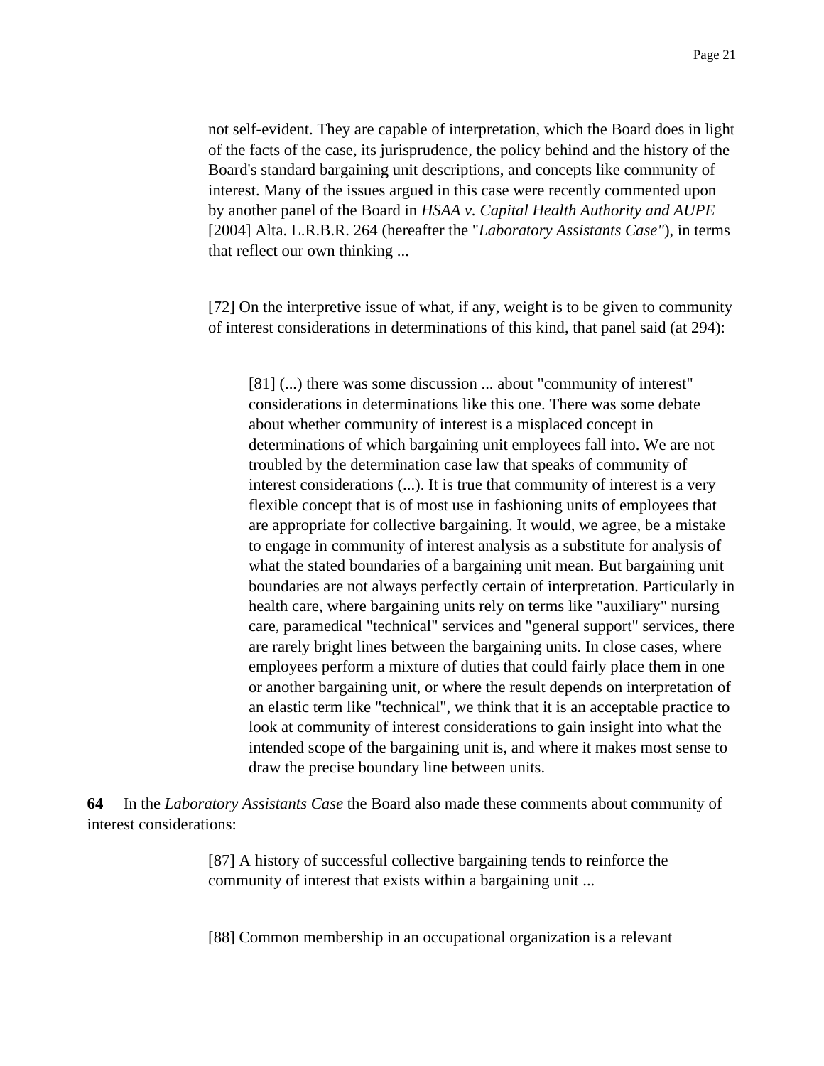> not self-evident. They are capable of interpretation, which the Board does in light of the facts of the case, its jurisprudence, the policy behind and the history of the Board's standard bargaining unit descriptions, and concepts like community of interest. Many of the issues argued in this case were recently commented upon by another panel of the Board in *HSAA v. Capital Health Authority and AUPE* [2004] Alta. L.R.B.R. 264 (hereafter the "*Laboratory Assistants Case"*), in terms that reflect our own thinking ...
>
> [72] On the interpretive issue of what, if any, weight is to be given to community of interest considerations in determinations of this kind, that panel said (at 294):
>
>> [81] (...) there was some discussion ... about "community of interest" considerations in determinations like this one. There was some debate about whether community of interest is a misplaced concept in determinations of which bargaining unit employees fall into. We are not troubled by the determination case law that speaks of community of interest considerations (...). It is true that community of interest is a very flexible concept that is of most use in fashioning units of employees that are appropriate for collective bargaining. It would, we agree, be a mistake to engage in community of interest analysis as a substitute for analysis of what the stated boundaries of a bargaining unit mean. But bargaining unit boundaries are not always perfectly certain of interpretation. Particularly in health care, where bargaining units rely on terms like "auxiliary" nursing care, paramedical "technical" services and "general support" services, there are rarely bright lines between the bargaining units. In close cases, where employees perform a mixture of duties that could fairly place them in one or another bargaining unit, or where the result depends on interpretation of an elastic term like "technical", we think that it is an acceptable practice to look at community of interest considerations to gain insight into what the intended scope of the bargaining unit is, and where it makes most sense to draw the precise boundary line between units.

**64** In the *Laboratory Assistants Case* the Board also made these comments about community of interest considerations:

> [87] A history of successful collective bargaining tends to reinforce the community of interest that exists within a bargaining unit ...
>
> [88] Common membership in an occupational organization is a relevant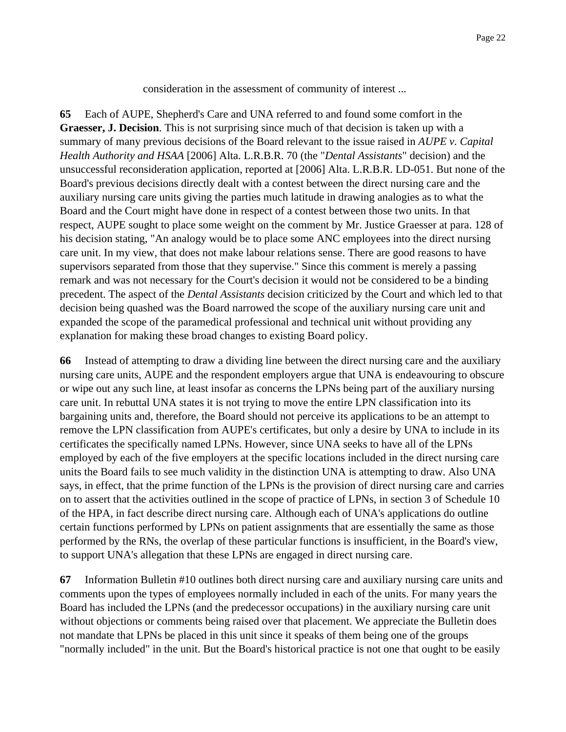consideration in the assessment of community of interest ...

**65** Each of AUPE, Shepherd's Care and UNA referred to and found some comfort in the **Graesser, J. Decision**. This is not surprising since much of that decision is taken up with a summary of many previous decisions of the Board relevant to the issue raised in *AUPE v. Capital Health Authority and HSAA* [2006] Alta. L.R.B.R. 70 (the "*Dental Assistants*" decision) and the unsuccessful reconsideration application, reported at [2006] Alta. L.R.B.R. LD-051. But none of the Board's previous decisions directly dealt with a contest between the direct nursing care and the auxiliary nursing care units giving the parties much latitude in drawing analogies as to what the Board and the Court might have done in respect of a contest between those two units. In that respect, AUPE sought to place some weight on the comment by Mr. Justice Graesser at para. 128 of his decision stating, "An analogy would be to place some ANC employees into the direct nursing care unit. In my view, that does not make labour relations sense. There are good reasons to have supervisors separated from those that they supervise." Since this comment is merely a passing remark and was not necessary for the Court's decision it would not be considered to be a binding precedent. The aspect of the *Dental Assistants* decision criticized by the Court and which led to that decision being quashed was the Board narrowed the scope of the auxiliary nursing care unit and expanded the scope of the paramedical professional and technical unit without providing any explanation for making these broad changes to existing Board policy.

**66** Instead of attempting to draw a dividing line between the direct nursing care and the auxiliary nursing care units, AUPE and the respondent employers argue that UNA is endeavouring to obscure or wipe out any such line, at least insofar as concerns the LPNs being part of the auxiliary nursing care unit. In rebuttal UNA states it is not trying to move the entire LPN classification into its bargaining units and, therefore, the Board should not perceive its applications to be an attempt to remove the LPN classification from AUPE's certificates, but only a desire by UNA to include in its certificates the specifically named LPNs. However, since UNA seeks to have all of the LPNs employed by each of the five employers at the specific locations included in the direct nursing care units the Board fails to see much validity in the distinction UNA is attempting to draw. Also UNA says, in effect, that the prime function of the LPNs is the provision of direct nursing care and carries on to assert that the activities outlined in the scope of practice of LPNs, in section 3 of Schedule 10 of the HPA, in fact describe direct nursing care. Although each of UNA's applications do outline certain functions performed by LPNs on patient assignments that are essentially the same as those performed by the RNs, the overlap of these particular functions is insufficient, in the Board's view, to support UNA's allegation that these LPNs are engaged in direct nursing care.

**67** Information Bulletin #10 outlines both direct nursing care and auxiliary nursing care units and comments upon the types of employees normally included in each of the units. For many years the Board has included the LPNs (and the predecessor occupations) in the auxiliary nursing care unit without objections or comments being raised over that placement. We appreciate the Bulletin does not mandate that LPNs be placed in this unit since it speaks of them being one of the groups "normally included" in the unit. But the Board's historical practice is not one that ought to be easily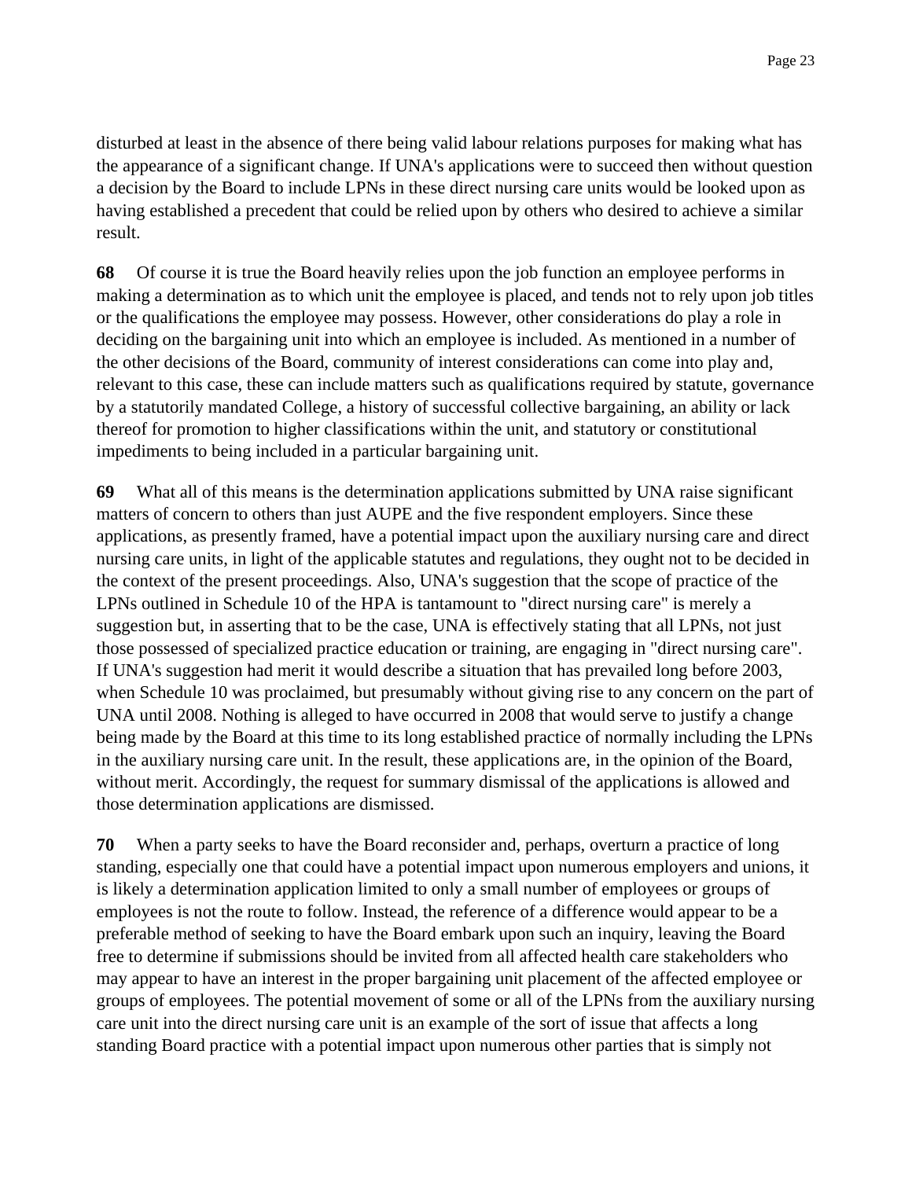disturbed at least in the absence of there being valid labour relations purposes for making what has the appearance of a significant change. If UNA's applications were to succeed then without question a decision by the Board to include LPNs in these direct nursing care units would be looked upon as having established a precedent that could be relied upon by others who desired to achieve a similar result.

**68** Of course it is true the Board heavily relies upon the job function an employee performs in making a determination as to which unit the employee is placed, and tends not to rely upon job titles or the qualifications the employee may possess. However, other considerations do play a role in deciding on the bargaining unit into which an employee is included. As mentioned in a number of the other decisions of the Board, community of interest considerations can come into play and, relevant to this case, these can include matters such as qualifications required by statute, governance by a statutorily mandated College, a history of successful collective bargaining, an ability or lack thereof for promotion to higher classifications within the unit, and statutory or constitutional impediments to being included in a particular bargaining unit.

**69** What all of this means is the determination applications submitted by UNA raise significant matters of concern to others than just AUPE and the five respondent employers. Since these applications, as presently framed, have a potential impact upon the auxiliary nursing care and direct nursing care units, in light of the applicable statutes and regulations, they ought not to be decided in the context of the present proceedings. Also, UNA's suggestion that the scope of practice of the LPNs outlined in Schedule 10 of the HPA is tantamount to "direct nursing care" is merely a suggestion but, in asserting that to be the case, UNA is effectively stating that all LPNs, not just those possessed of specialized practice education or training, are engaging in "direct nursing care". If UNA's suggestion had merit it would describe a situation that has prevailed long before 2003, when Schedule 10 was proclaimed, but presumably without giving rise to any concern on the part of UNA until 2008. Nothing is alleged to have occurred in 2008 that would serve to justify a change being made by the Board at this time to its long established practice of normally including the LPNs in the auxiliary nursing care unit. In the result, these applications are, in the opinion of the Board, without merit. Accordingly, the request for summary dismissal of the applications is allowed and those determination applications are dismissed.

**70** When a party seeks to have the Board reconsider and, perhaps, overturn a practice of long standing, especially one that could have a potential impact upon numerous employers and unions, it is likely a determination application limited to only a small number of employees or groups of employees is not the route to follow. Instead, the reference of a difference would appear to be a preferable method of seeking to have the Board embark upon such an inquiry, leaving the Board free to determine if submissions should be invited from all affected health care stakeholders who may appear to have an interest in the proper bargaining unit placement of the affected employee or groups of employees. The potential movement of some or all of the LPNs from the auxiliary nursing care unit into the direct nursing care unit is an example of the sort of issue that affects a long standing Board practice with a potential impact upon numerous other parties that is simply not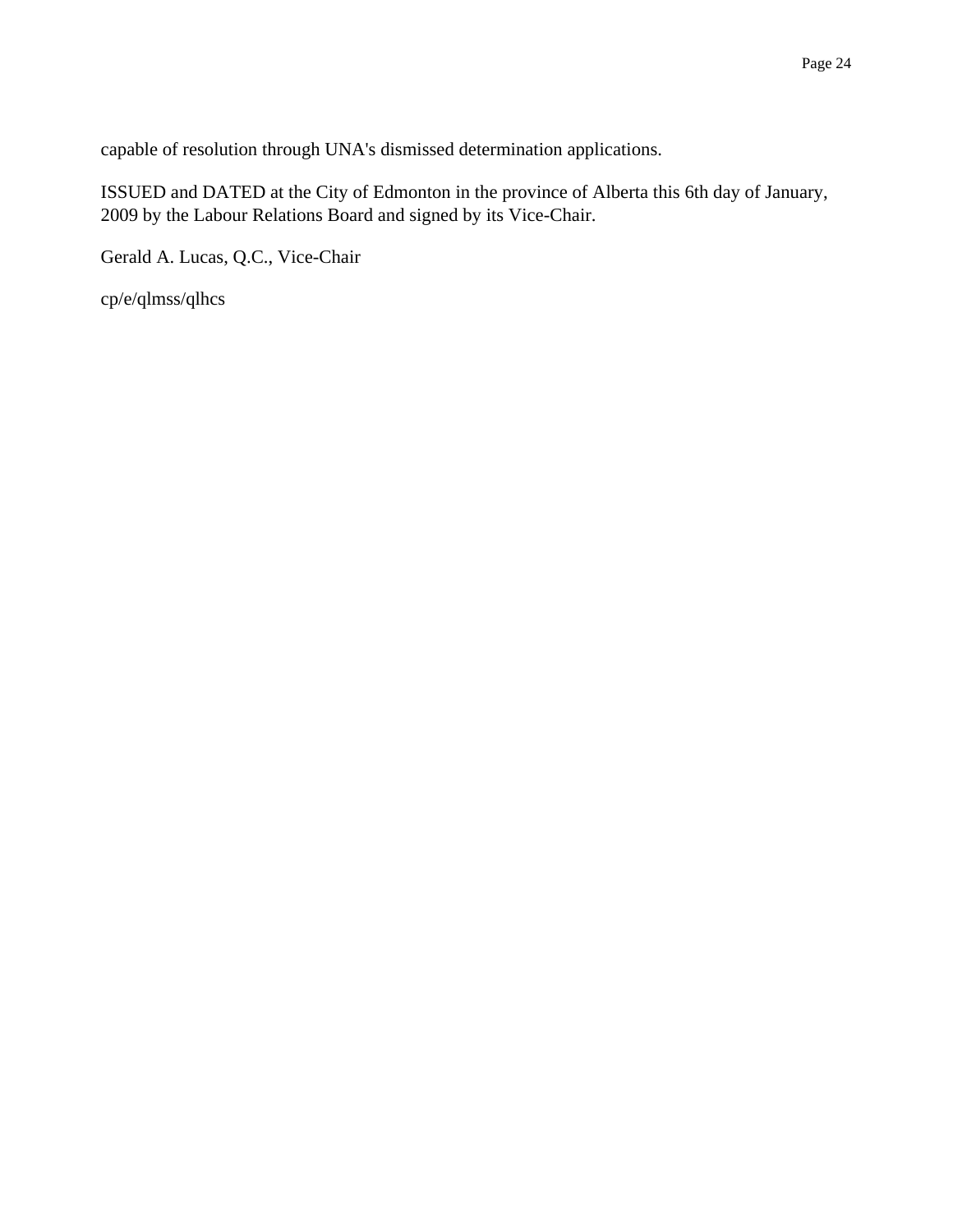capable of resolution through UNA's dismissed determination applications.

ISSUED and DATED at the City of Edmonton in the province of Alberta this 6th day of January, 2009 by the Labour Relations Board and signed by its Vice-Chair.

Gerald A. Lucas, Q.C., Vice-Chair

cp/e/qlmss/qlhcs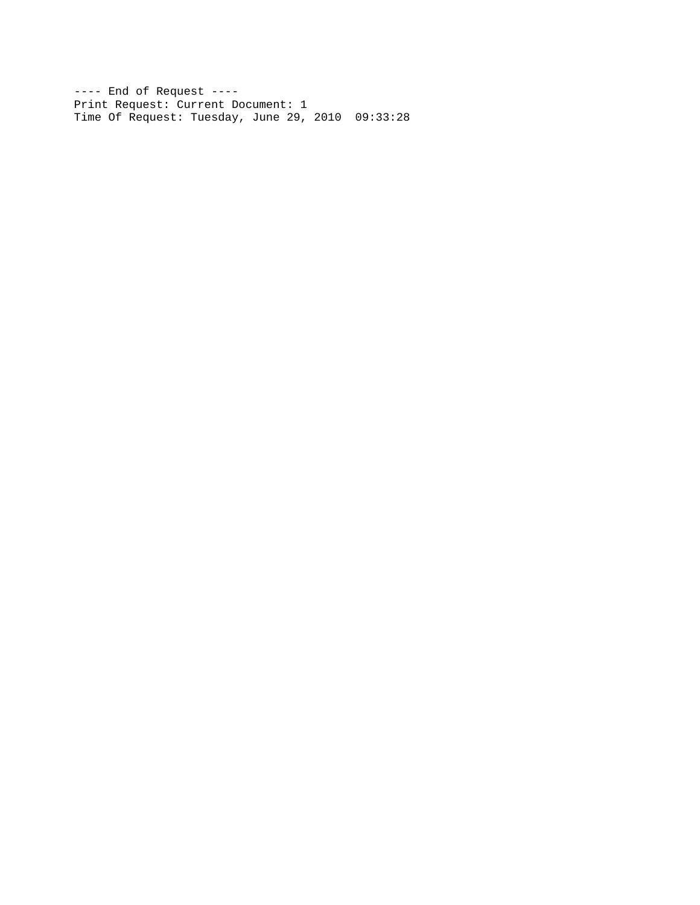---- End of Request ----
Print Request: Current Document: 1
Time Of Request: Tuesday, June 29, 2010  09:33:28